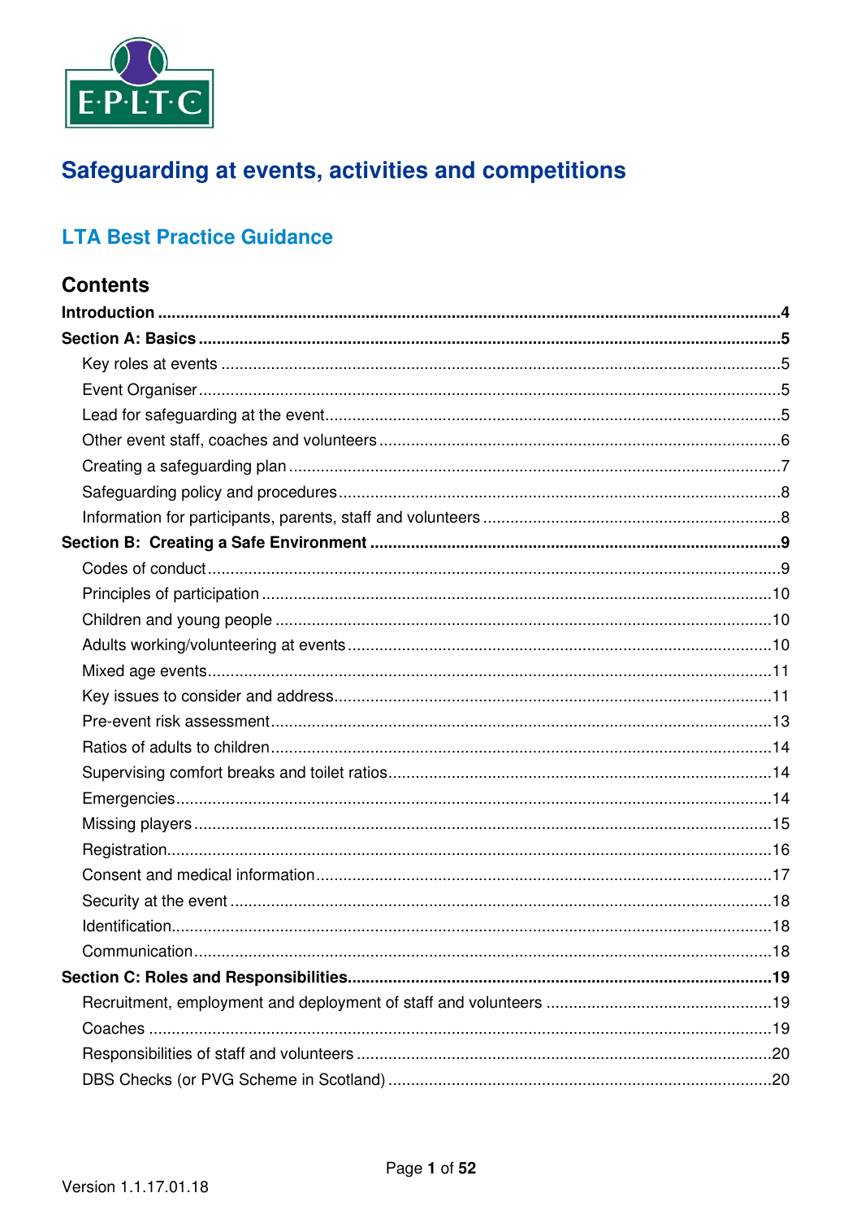E·P·L·T·C

# Safeguarding at events, activities and competitions

## LTA Best Practice Guidance

## Contents

**Introduction** ..... **4**
**Section A: Basics** ..... **5**
- Key roles at events ..... 5
- Event Organiser ..... 5
- Lead for safeguarding at the event ..... 5
- Other event staff, coaches and volunteers ..... 6
- Creating a safeguarding plan ..... 7
- Safeguarding policy and procedures ..... 8
- Information for participants, parents, staff and volunteers ..... 8

**Section B: Creating a Safe Environment** ..... **9**
- Codes of conduct ..... 9
- Principles of participation ..... 10
- Children and young people ..... 10
- Adults working/volunteering at events ..... 10
- Mixed age events ..... 11
- Key issues to consider and address ..... 11
- Pre-event risk assessment ..... 13
- Ratios of adults to children ..... 14
- Supervising comfort breaks and toilet ratios ..... 14
- Emergencies ..... 14
- Missing players ..... 15
- Registration ..... 16
- Consent and medical information ..... 17
- Security at the event ..... 18
- Identification ..... 18
- Communication ..... 18

**Section C: Roles and Responsibilities** ..... **19**
- Recruitment, employment and deployment of staff and volunteers ..... 19
- Coaches ..... 19
- Responsibilities of staff and volunteers ..... 20
- DBS Checks (or PVG Scheme in Scotland) ..... 20

Version 1.1.17.01.18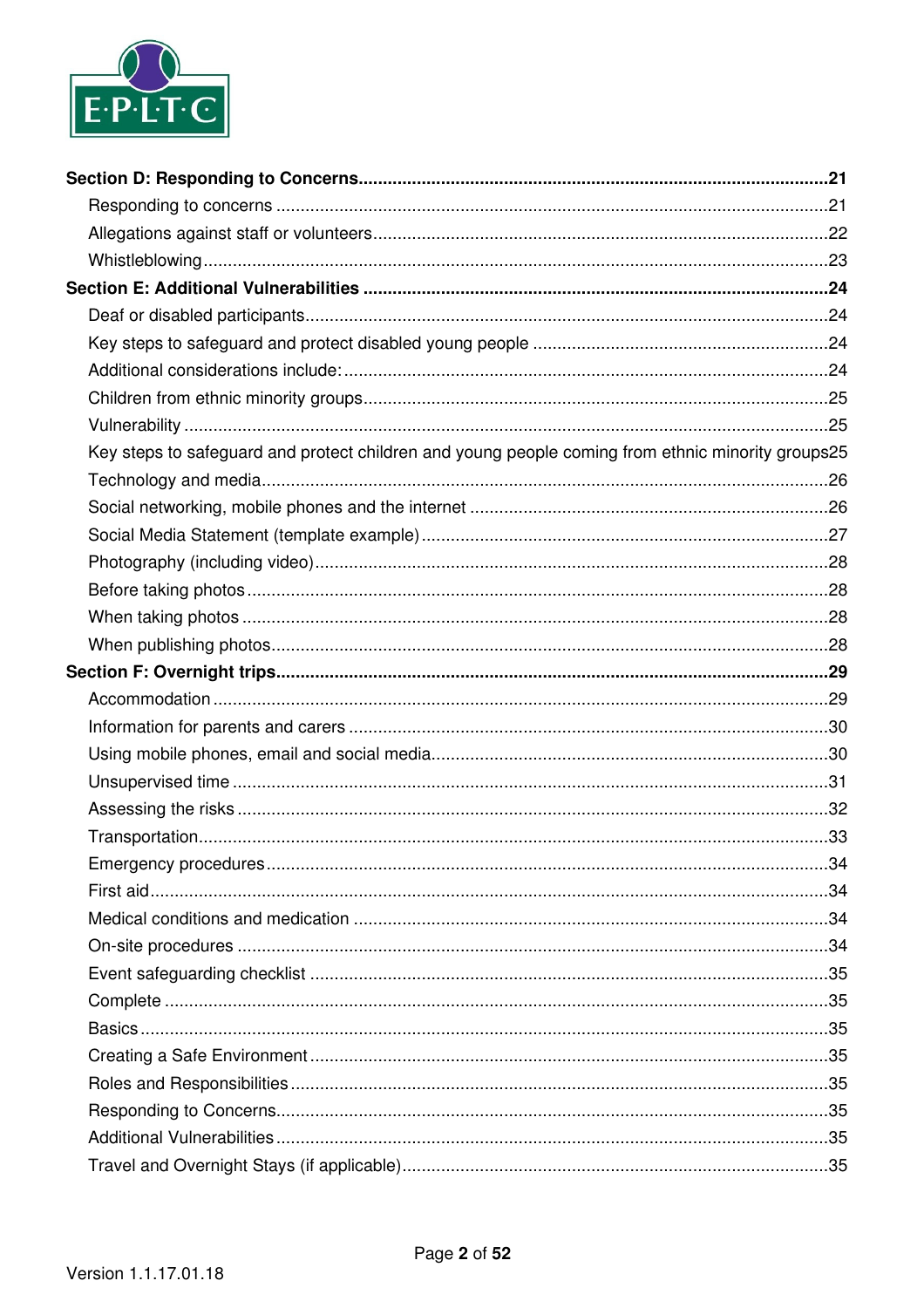**Section D: Responding to Concerns** ..... **21**

- Responding to concerns ..... 21
- Allegations against staff or volunteers ..... 22
- Whistleblowing ..... 23

**Section E: Additional Vulnerabilities** ..... **24**

- Deaf or disabled participants ..... 24
- Key steps to safeguard and protect disabled young people ..... 24
- Additional considerations include: ..... 24
- Children from ethnic minority groups ..... 25
- Vulnerability ..... 25
- Key steps to safeguard and protect children and young people coming from ethnic minority groups ..... 25
- Technology and media ..... 26
- Social networking, mobile phones and the internet ..... 26
- Social Media Statement (template example) ..... 27
- Photography (including video) ..... 28
- Before taking photos ..... 28
- When taking photos ..... 28
- When publishing photos ..... 28

**Section F: Overnight trips** ..... **29**

- Accommodation ..... 29
- Information for parents and carers ..... 30
- Using mobile phones, email and social media ..... 30
- Unsupervised time ..... 31
- Assessing the risks ..... 32
- Transportation ..... 33
- Emergency procedures ..... 34
- First aid ..... 34
- Medical conditions and medication ..... 34
- On-site procedures ..... 34
- Event safeguarding checklist ..... 35
- Complete ..... 35
- Basics ..... 35
- Creating a Safe Environment ..... 35
- Roles and Responsibilities ..... 35
- Responding to Concerns ..... 35
- Additional Vulnerabilities ..... 35
- Travel and Overnight Stays (if applicable) ..... 35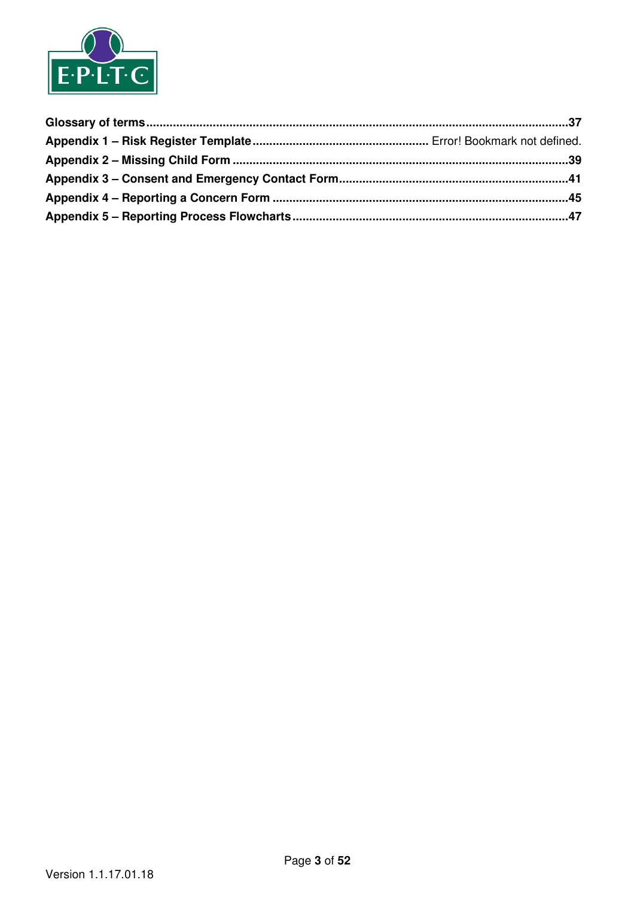**Glossary of terms** ............................................................................................................................. **37**

**Appendix 1 – Risk Register Template** .................................................... Error! Bookmark not defined.

**Appendix 2 – Missing Child Form** ................................................................................................... **39**

**Appendix 3 – Consent and Emergency Contact Form** .................................................................... **41**

**Appendix 4 – Reporting a Concern Form** ........................................................................................ **45**

**Appendix 5 – Reporting Process Flowcharts** .................................................................................. **47**

Version 1.1.17.01.18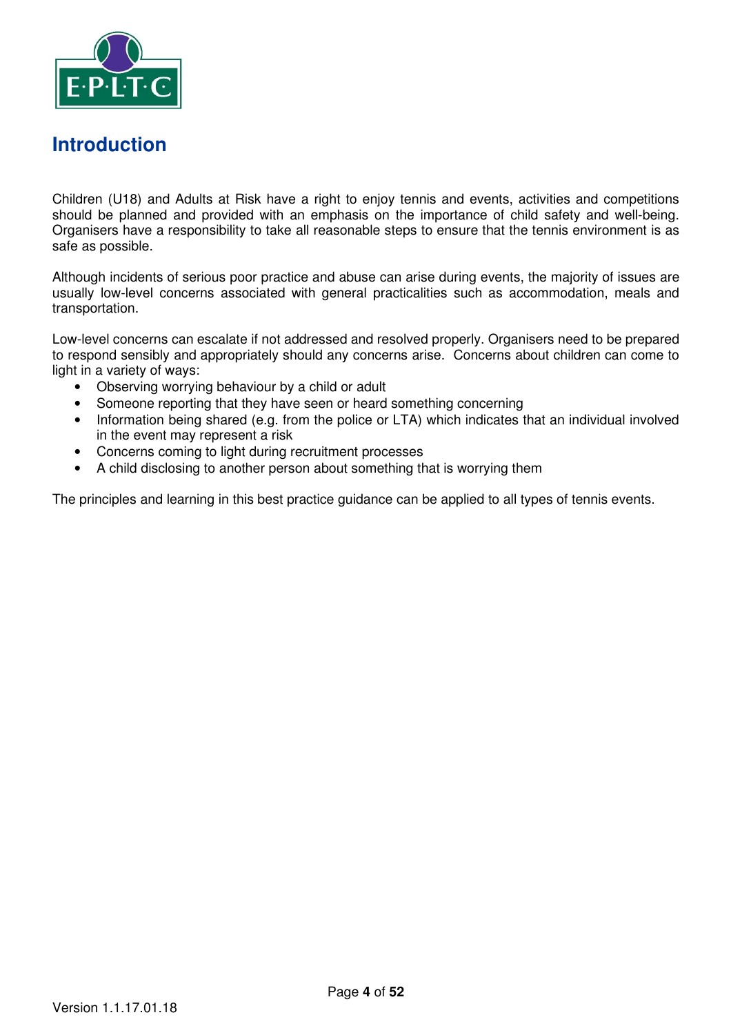# Introduction

Children (U18) and Adults at Risk have a right to enjoy tennis and events, activities and competitions should be planned and provided with an emphasis on the importance of child safety and well-being. Organisers have a responsibility to take all reasonable steps to ensure that the tennis environment is as safe as possible.

Although incidents of serious poor practice and abuse can arise during events, the majority of issues are usually low-level concerns associated with general practicalities such as accommodation, meals and transportation.

Low-level concerns can escalate if not addressed and resolved properly. Organisers need to be prepared to respond sensibly and appropriately should any concerns arise. Concerns about children can come to light in a variety of ways:

- Observing worrying behaviour by a child or adult
- Someone reporting that they have seen or heard something concerning
- Information being shared (e.g. from the police or LTA) which indicates that an individual involved in the event may represent a risk
- Concerns coming to light during recruitment processes
- A child disclosing to another person about something that is worrying them

The principles and learning in this best practice guidance can be applied to all types of tennis events.

Version 1.1.17.01.18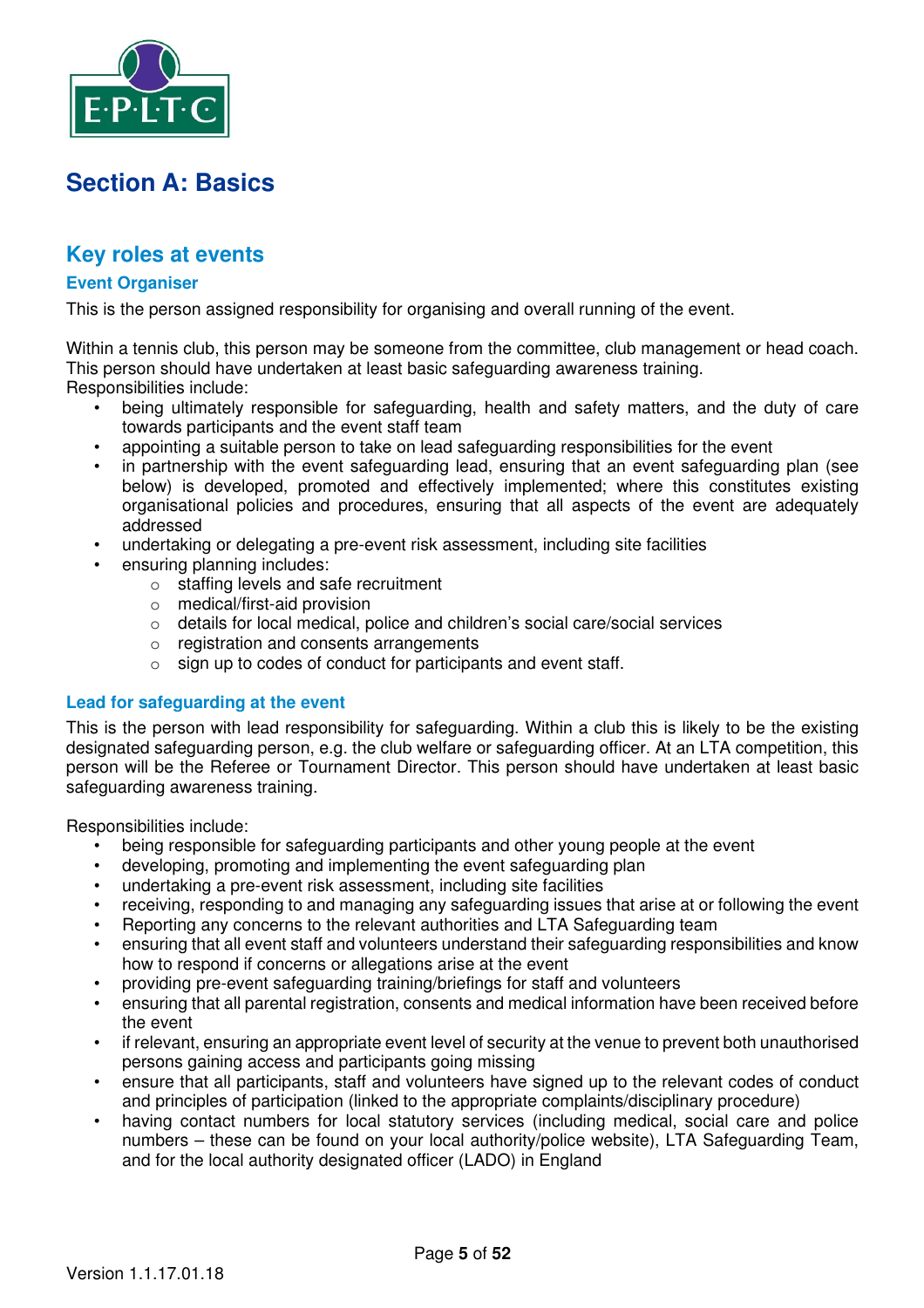# Section A: Basics

## Key roles at events

### Event Organiser

This is the person assigned responsibility for organising and overall running of the event.

Within a tennis club, this person may be someone from the committee, club management or head coach. This person should have undertaken at least basic safeguarding awareness training.
Responsibilities include:

- being ultimately responsible for safeguarding, health and safety matters, and the duty of care towards participants and the event staff team
- appointing a suitable person to take on lead safeguarding responsibilities for the event
- in partnership with the event safeguarding lead, ensuring that an event safeguarding plan (see below) is developed, promoted and effectively implemented; where this constitutes existing organisational policies and procedures, ensuring that all aspects of the event are adequately addressed
- undertaking or delegating a pre-event risk assessment, including site facilities
- ensuring planning includes:
  - staffing levels and safe recruitment
  - medical/first-aid provision
  - details for local medical, police and children's social care/social services
  - registration and consents arrangements
  - sign up to codes of conduct for participants and event staff.

### Lead for safeguarding at the event

This is the person with lead responsibility for safeguarding. Within a club this is likely to be the existing designated safeguarding person, e.g. the club welfare or safeguarding officer. At an LTA competition, this person will be the Referee or Tournament Director. This person should have undertaken at least basic safeguarding awareness training.

Responsibilities include:

- being responsible for safeguarding participants and other young people at the event
- developing, promoting and implementing the event safeguarding plan
- undertaking a pre-event risk assessment, including site facilities
- receiving, responding to and managing any safeguarding issues that arise at or following the event
- Reporting any concerns to the relevant authorities and LTA Safeguarding team
- ensuring that all event staff and volunteers understand their safeguarding responsibilities and know how to respond if concerns or allegations arise at the event
- providing pre-event safeguarding training/briefings for staff and volunteers
- ensuring that all parental registration, consents and medical information have been received before the event
- if relevant, ensuring an appropriate event level of security at the venue to prevent both unauthorised persons gaining access and participants going missing
- ensure that all participants, staff and volunteers have signed up to the relevant codes of conduct and principles of participation (linked to the appropriate complaints/disciplinary procedure)
- having contact numbers for local statutory services (including medical, social care and police numbers – these can be found on your local authority/police website), LTA Safeguarding Team, and for the local authority designated officer (LADO) in England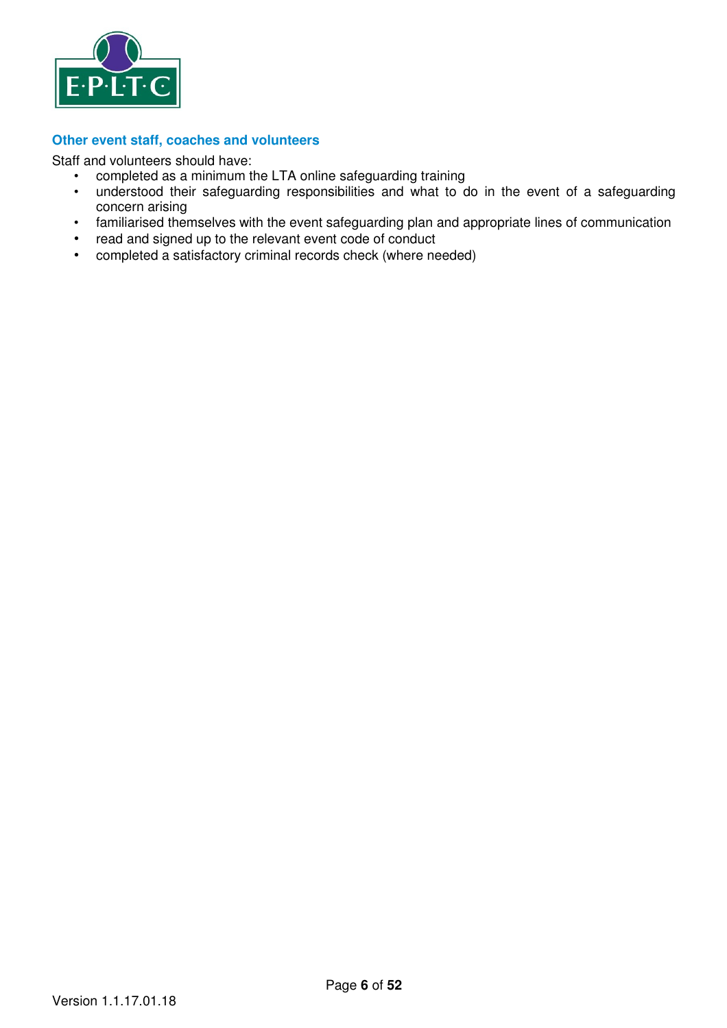### Other event staff, coaches and volunteers

Staff and volunteers should have:

- completed as a minimum the LTA online safeguarding training
- understood their safeguarding responsibilities and what to do in the event of a safeguarding concern arising
- familiarised themselves with the event safeguarding plan and appropriate lines of communication
- read and signed up to the relevant event code of conduct
- completed a satisfactory criminal records check (where needed)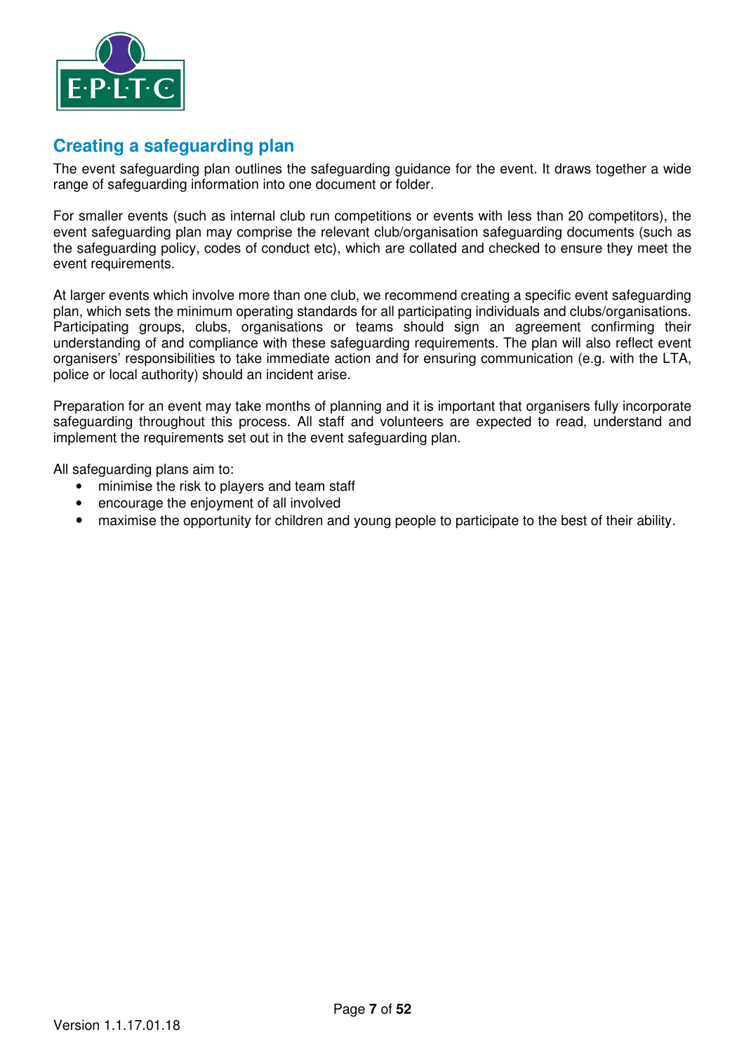## Creating a safeguarding plan

The event safeguarding plan outlines the safeguarding guidance for the event. It draws together a wide range of safeguarding information into one document or folder.

For smaller events (such as internal club run competitions or events with less than 20 competitors), the event safeguarding plan may comprise the relevant club/organisation safeguarding documents (such as the safeguarding policy, codes of conduct etc), which are collated and checked to ensure they meet the event requirements.

At larger events which involve more than one club, we recommend creating a specific event safeguarding plan, which sets the minimum operating standards for all participating individuals and clubs/organisations. Participating groups, clubs, organisations or teams should sign an agreement confirming their understanding of and compliance with these safeguarding requirements. The plan will also reflect event organisers' responsibilities to take immediate action and for ensuring communication (e.g. with the LTA, police or local authority) should an incident arise.

Preparation for an event may take months of planning and it is important that organisers fully incorporate safeguarding throughout this process. All staff and volunteers are expected to read, understand and implement the requirements set out in the event safeguarding plan.

All safeguarding plans aim to:

- minimise the risk to players and team staff
- encourage the enjoyment of all involved
- maximise the opportunity for children and young people to participate to the best of their ability.

Version 1.1.17.01.18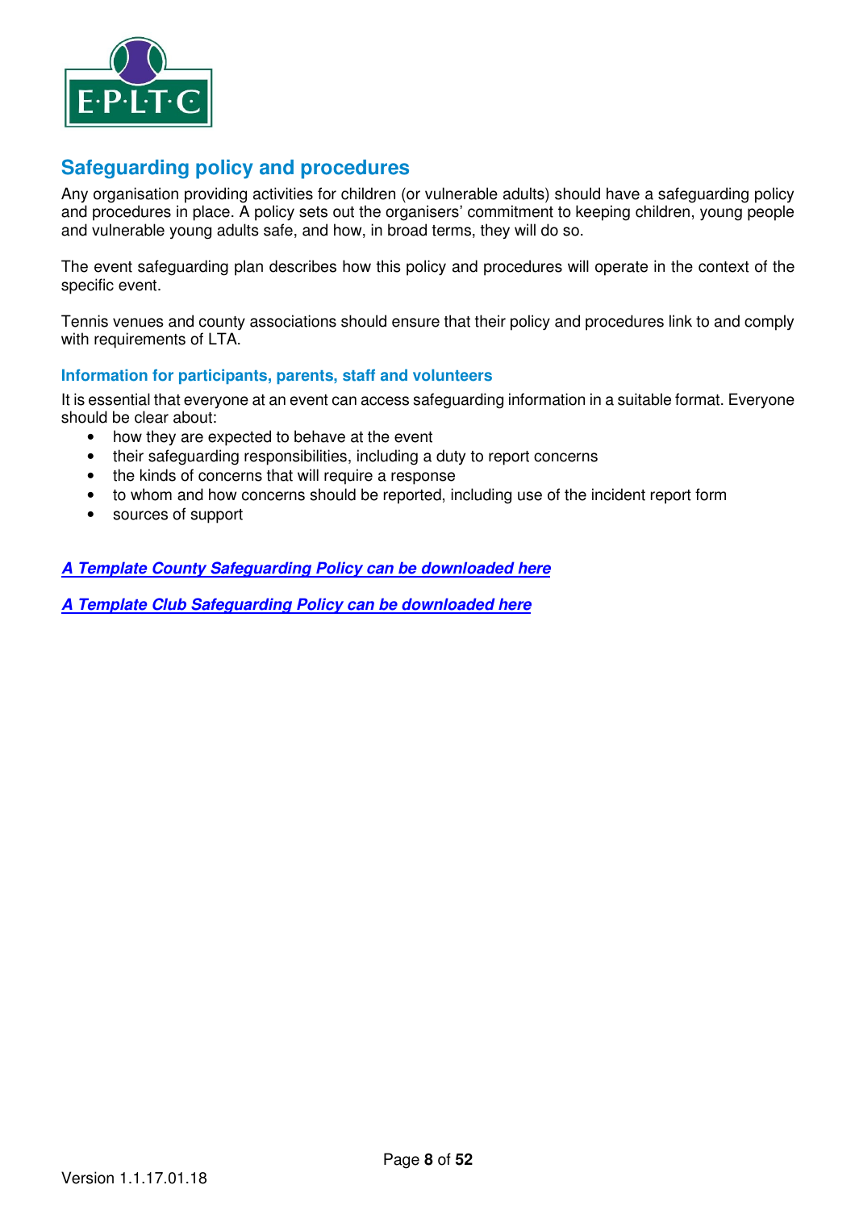## Safeguarding policy and procedures

Any organisation providing activities for children (or vulnerable adults) should have a safeguarding policy and procedures in place. A policy sets out the organisers' commitment to keeping children, young people and vulnerable young adults safe, and how, in broad terms, they will do so.

The event safeguarding plan describes how this policy and procedures will operate in the context of the specific event.

Tennis venues and county associations should ensure that their policy and procedures link to and comply with requirements of LTA.

### Information for participants, parents, staff and volunteers

It is essential that everyone at an event can access safeguarding information in a suitable format. Everyone should be clear about:

- how they are expected to behave at the event
- their safeguarding responsibilities, including a duty to report concerns
- the kinds of concerns that will require a response
- to whom and how concerns should be reported, including use of the incident report form
- sources of support

***A Template County Safeguarding Policy can be downloaded here***

***A Template Club Safeguarding Policy can be downloaded here***

Version 1.1.17.01.18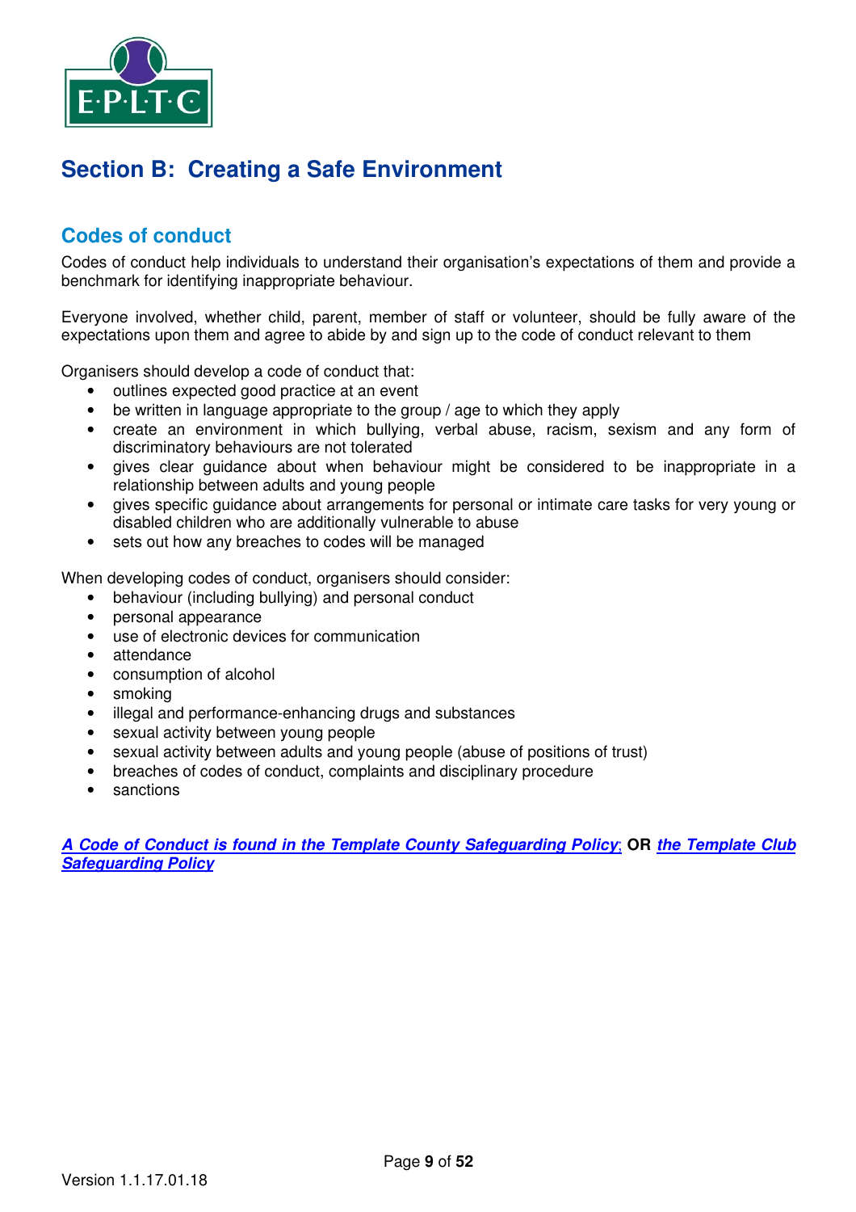# Section B: Creating a Safe Environment

## Codes of conduct

Codes of conduct help individuals to understand their organisation's expectations of them and provide a benchmark for identifying inappropriate behaviour.

Everyone involved, whether child, parent, member of staff or volunteer, should be fully aware of the expectations upon them and agree to abide by and sign up to the code of conduct relevant to them

Organisers should develop a code of conduct that:

- outlines expected good practice at an event
- be written in language appropriate to the group / age to which they apply
- create an environment in which bullying, verbal abuse, racism, sexism and any form of discriminatory behaviours are not tolerated
- gives clear guidance about when behaviour might be considered to be inappropriate in a relationship between adults and young people
- gives specific guidance about arrangements for personal or intimate care tasks for very young or disabled children who are additionally vulnerable to abuse
- sets out how any breaches to codes will be managed

When developing codes of conduct, organisers should consider:

- behaviour (including bullying) and personal conduct
- personal appearance
- use of electronic devices for communication
- attendance
- consumption of alcohol
- smoking
- illegal and performance-enhancing drugs and substances
- sexual activity between young people
- sexual activity between adults and young people (abuse of positions of trust)
- breaches of codes of conduct, complaints and disciplinary procedure
- sanctions

***A Code of Conduct is found in the Template County Safeguarding Policy*; OR *the Template Club Safeguarding Policy***

Version 1.1.17.01.18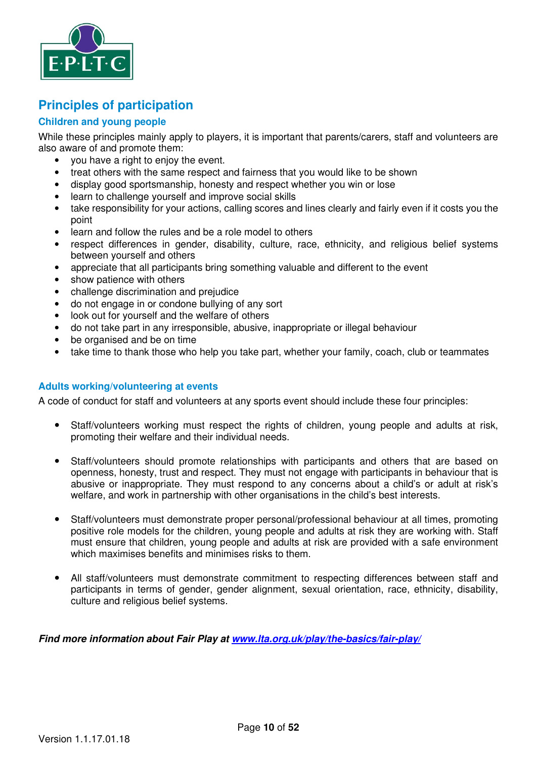## Principles of participation

### Children and young people

While these principles mainly apply to players, it is important that parents/carers, staff and volunteers are also aware of and promote them:

- you have a right to enjoy the event.
- treat others with the same respect and fairness that you would like to be shown
- display good sportsmanship, honesty and respect whether you win or lose
- learn to challenge yourself and improve social skills
- take responsibility for your actions, calling scores and lines clearly and fairly even if it costs you the point
- learn and follow the rules and be a role model to others
- respect differences in gender, disability, culture, race, ethnicity, and religious belief systems between yourself and others
- appreciate that all participants bring something valuable and different to the event
- show patience with others
- challenge discrimination and prejudice
- do not engage in or condone bullying of any sort
- look out for yourself and the welfare of others
- do not take part in any irresponsible, abusive, inappropriate or illegal behaviour
- be organised and be on time
- take time to thank those who help you take part, whether your family, coach, club or teammates

### Adults working/volunteering at events

A code of conduct for staff and volunteers at any sports event should include these four principles:

- Staff/volunteers working must respect the rights of children, young people and adults at risk, promoting their welfare and their individual needs.
- Staff/volunteers should promote relationships with participants and others that are based on openness, honesty, trust and respect. They must not engage with participants in behaviour that is abusive or inappropriate. They must respond to any concerns about a child's or adult at risk's welfare, and work in partnership with other organisations in the child's best interests.
- Staff/volunteers must demonstrate proper personal/professional behaviour at all times, promoting positive role models for the children, young people and adults at risk they are working with. Staff must ensure that children, young people and adults at risk are provided with a safe environment which maximises benefits and minimises risks to them.
- All staff/volunteers must demonstrate commitment to respecting differences between staff and participants in terms of gender, gender alignment, sexual orientation, race, ethnicity, disability, culture and religious belief systems.

***Find more information about Fair Play at [www.lta.org.uk/play/the-basics/fair-play/](www.lta.org.uk/play/the-basics/fair-play/)***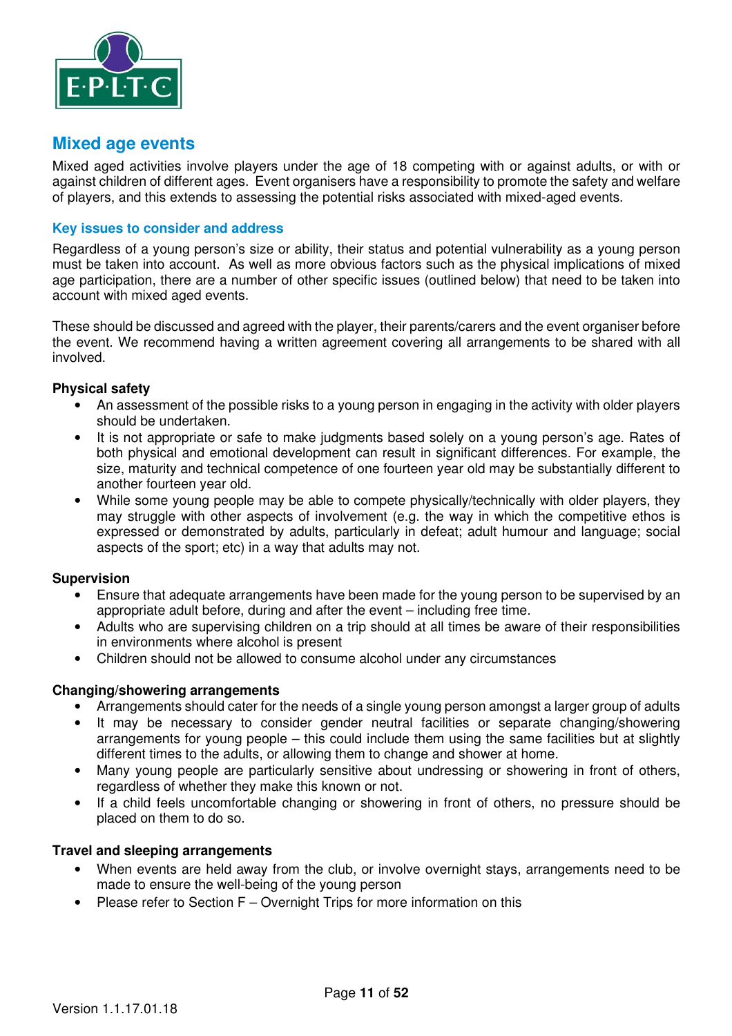## Mixed age events

Mixed aged activities involve players under the age of 18 competing with or against adults, or with or against children of different ages. Event organisers have a responsibility to promote the safety and welfare of players, and this extends to assessing the potential risks associated with mixed-aged events.

### Key issues to consider and address

Regardless of a young person's size or ability, their status and potential vulnerability as a young person must be taken into account. As well as more obvious factors such as the physical implications of mixed age participation, there are a number of other specific issues (outlined below) that need to be taken into account with mixed aged events.

These should be discussed and agreed with the player, their parents/carers and the event organiser before the event. We recommend having a written agreement covering all arrangements to be shared with all involved.

**Physical safety**

- An assessment of the possible risks to a young person in engaging in the activity with older players should be undertaken.
- It is not appropriate or safe to make judgments based solely on a young person's age. Rates of both physical and emotional development can result in significant differences. For example, the size, maturity and technical competence of one fourteen year old may be substantially different to another fourteen year old.
- While some young people may be able to compete physically/technically with older players, they may struggle with other aspects of involvement (e.g. the way in which the competitive ethos is expressed or demonstrated by adults, particularly in defeat; adult humour and language; social aspects of the sport; etc) in a way that adults may not.

**Supervision**

- Ensure that adequate arrangements have been made for the young person to be supervised by an appropriate adult before, during and after the event – including free time.
- Adults who are supervising children on a trip should at all times be aware of their responsibilities in environments where alcohol is present
- Children should not be allowed to consume alcohol under any circumstances

**Changing/showering arrangements**

- Arrangements should cater for the needs of a single young person amongst a larger group of adults
- It may be necessary to consider gender neutral facilities or separate changing/showering arrangements for young people – this could include them using the same facilities but at slightly different times to the adults, or allowing them to change and shower at home.
- Many young people are particularly sensitive about undressing or showering in front of others, regardless of whether they make this known or not.
- If a child feels uncomfortable changing or showering in front of others, no pressure should be placed on them to do so.

**Travel and sleeping arrangements**

- When events are held away from the club, or involve overnight stays, arrangements need to be made to ensure the well-being of the young person
- Please refer to Section F – Overnight Trips for more information on this

Version 1.1.17.01.18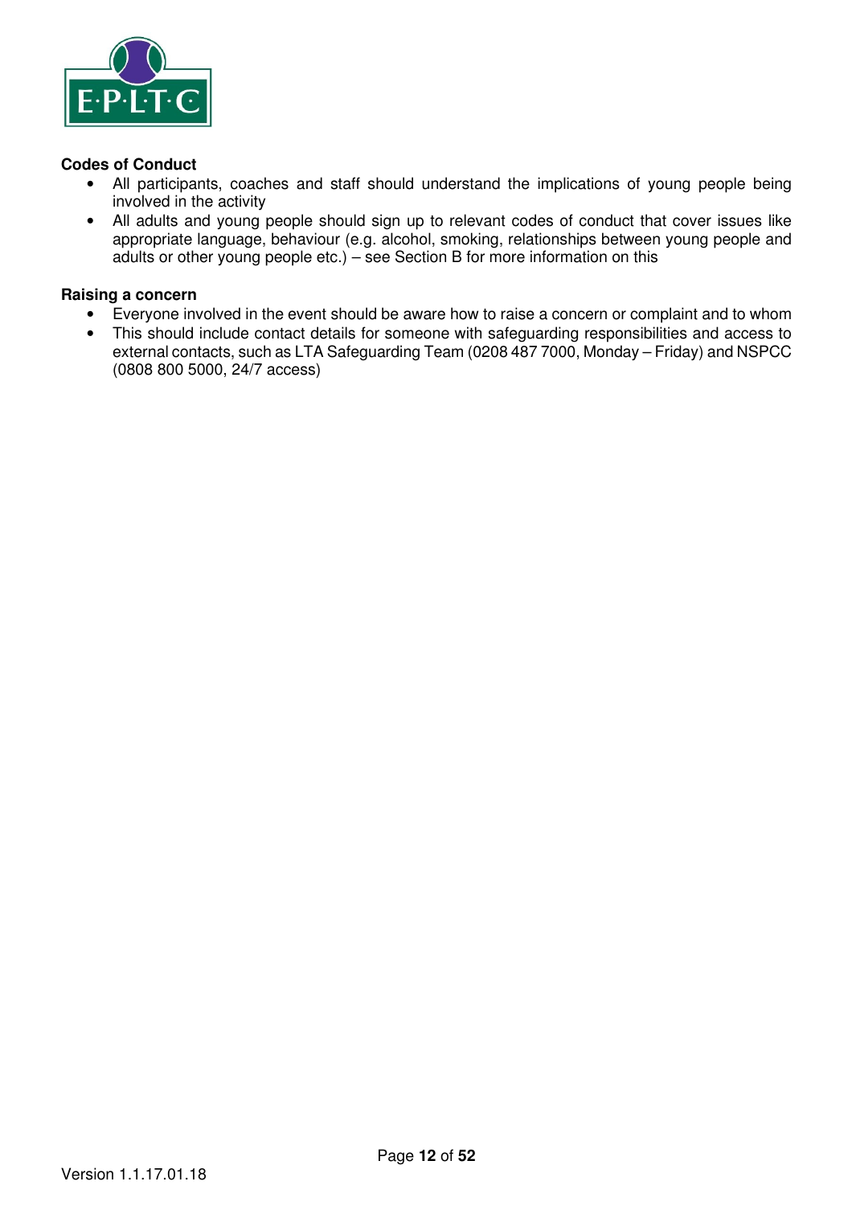**Codes of Conduct**

- All participants, coaches and staff should understand the implications of young people being involved in the activity
- All adults and young people should sign up to relevant codes of conduct that cover issues like appropriate language, behaviour (e.g. alcohol, smoking, relationships between young people and adults or other young people etc.) – see Section B for more information on this

**Raising a concern**

- Everyone involved in the event should be aware how to raise a concern or complaint and to whom
- This should include contact details for someone with safeguarding responsibilities and access to external contacts, such as LTA Safeguarding Team (0208 487 7000, Monday – Friday) and NSPCC (0808 800 5000, 24/7 access)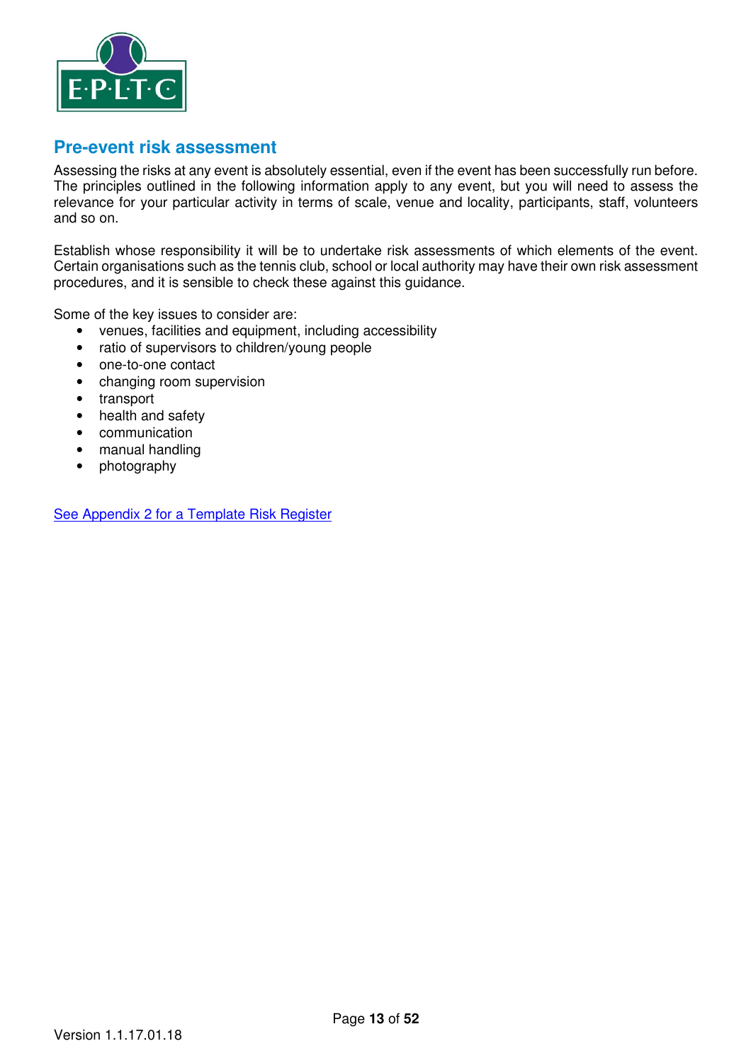## Pre-event risk assessment

Assessing the risks at any event is absolutely essential, even if the event has been successfully run before. The principles outlined in the following information apply to any event, but you will need to assess the relevance for your particular activity in terms of scale, venue and locality, participants, staff, volunteers and so on.

Establish whose responsibility it will be to undertake risk assessments of which elements of the event. Certain organisations such as the tennis club, school or local authority may have their own risk assessment procedures, and it is sensible to check these against this guidance.

Some of the key issues to consider are:

- venues, facilities and equipment, including accessibility
- ratio of supervisors to children/young people
- one-to-one contact
- changing room supervision
- transport
- health and safety
- communication
- manual handling
- photography

See Appendix 2 for a Template Risk Register

Version 1.1.17.01.18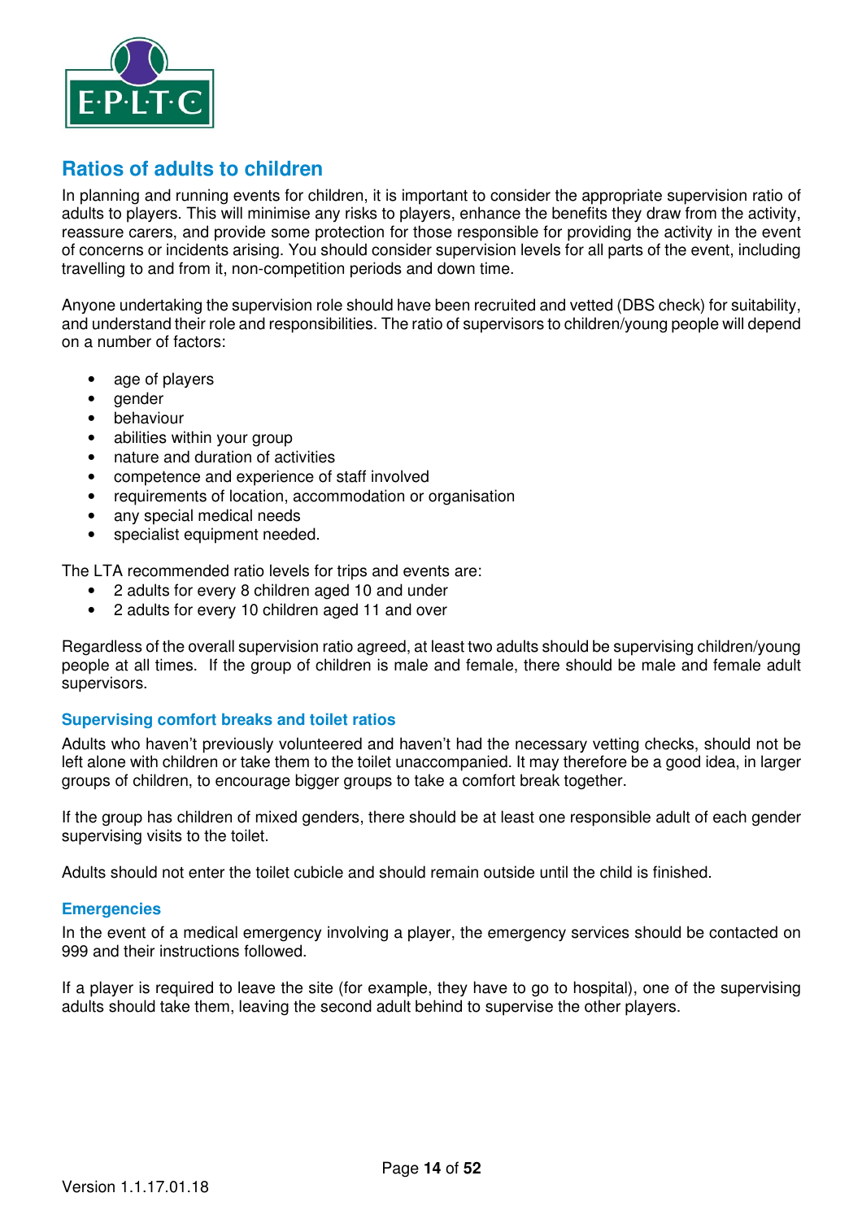## Ratios of adults to children

In planning and running events for children, it is important to consider the appropriate supervision ratio of adults to players. This will minimise any risks to players, enhance the benefits they draw from the activity, reassure carers, and provide some protection for those responsible for providing the activity in the event of concerns or incidents arising. You should consider supervision levels for all parts of the event, including travelling to and from it, non-competition periods and down time.

Anyone undertaking the supervision role should have been recruited and vetted (DBS check) for suitability, and understand their role and responsibilities. The ratio of supervisors to children/young people will depend on a number of factors:

- age of players
- gender
- behaviour
- abilities within your group
- nature and duration of activities
- competence and experience of staff involved
- requirements of location, accommodation or organisation
- any special medical needs
- specialist equipment needed.

The LTA recommended ratio levels for trips and events are:

- 2 adults for every 8 children aged 10 and under
- 2 adults for every 10 children aged 11 and over

Regardless of the overall supervision ratio agreed, at least two adults should be supervising children/young people at all times. If the group of children is male and female, there should be male and female adult supervisors.

### Supervising comfort breaks and toilet ratios

Adults who haven't previously volunteered and haven't had the necessary vetting checks, should not be left alone with children or take them to the toilet unaccompanied. It may therefore be a good idea, in larger groups of children, to encourage bigger groups to take a comfort break together.

If the group has children of mixed genders, there should be at least one responsible adult of each gender supervising visits to the toilet.

Adults should not enter the toilet cubicle and should remain outside until the child is finished.

### Emergencies

In the event of a medical emergency involving a player, the emergency services should be contacted on 999 and their instructions followed.

If a player is required to leave the site (for example, they have to go to hospital), one of the supervising adults should take them, leaving the second adult behind to supervise the other players.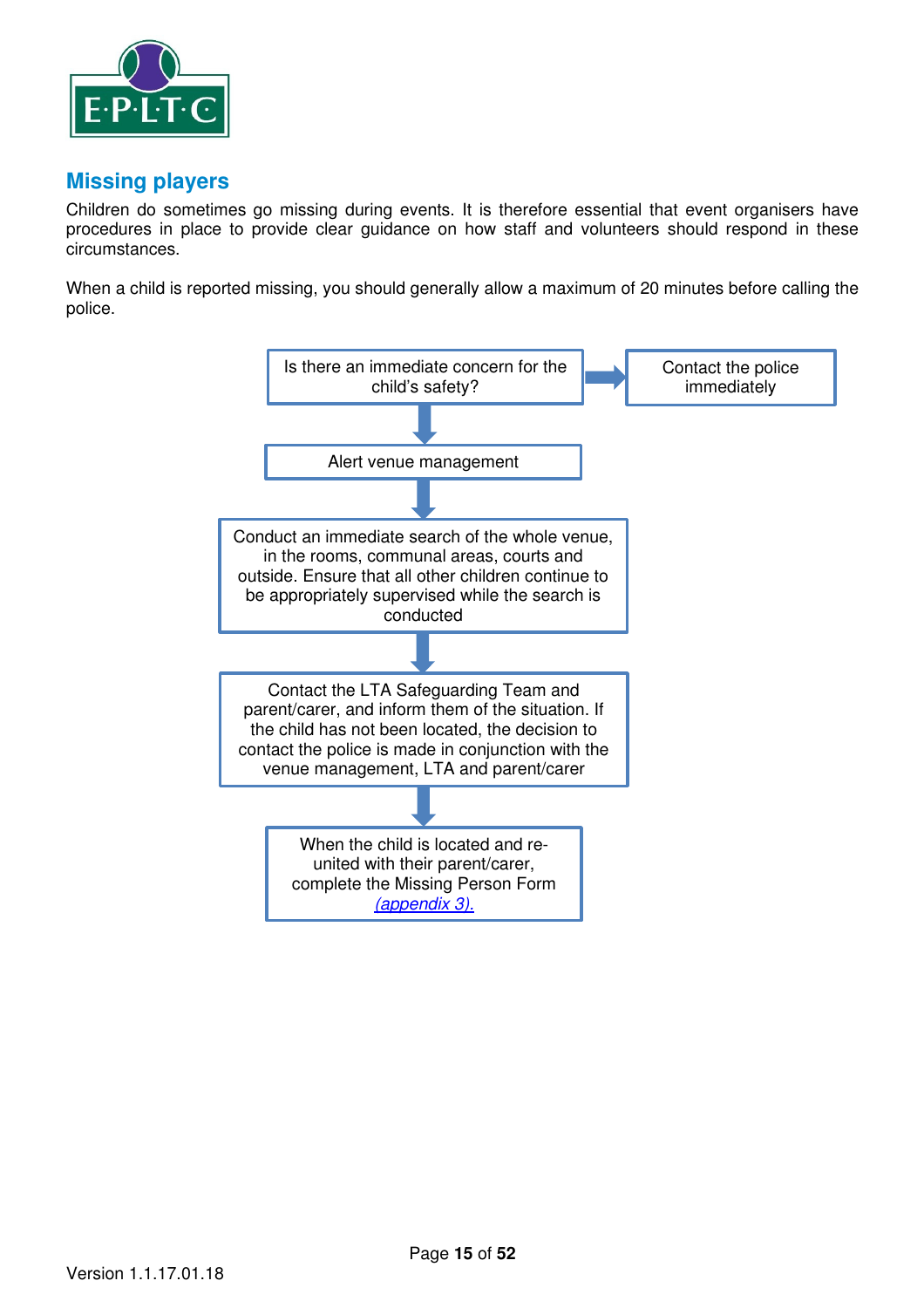## Missing players

Children do sometimes go missing during events. It is therefore essential that event organisers have procedures in place to provide clear guidance on how staff and volunteers should respond in these circumstances.

When a child is reported missing, you should generally allow a maximum of 20 minutes before calling the police.

Is there an immediate concern for the child's safety? → Contact the police immediately

↓

Alert venue management

↓

Conduct an immediate search of the whole venue, in the rooms, communal areas, courts and outside. Ensure that all other children continue to be appropriately supervised while the search is conducted

↓

Contact the LTA Safeguarding Team and parent/carer, and inform them of the situation. If the child has not been located, the decision to contact the police is made in conjunction with the venue management, LTA and parent/carer

↓

When the child is located and re-united with their parent/carer, complete the Missing Person Form *(appendix 3).*

Version 1.1.17.01.18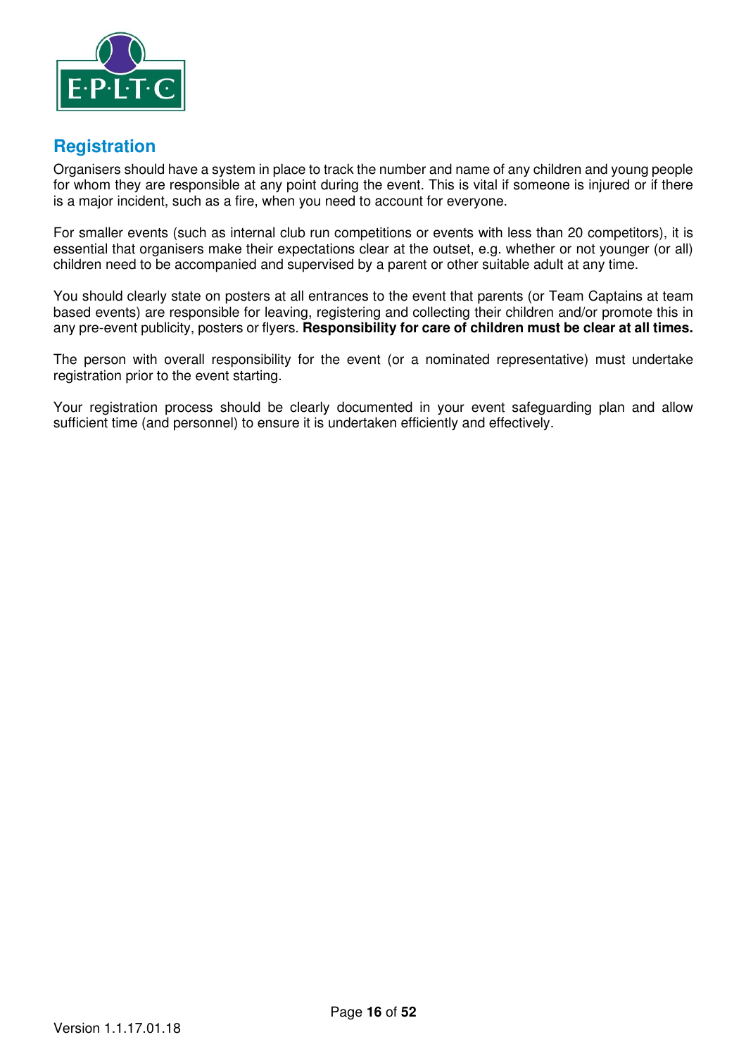## Registration

Organisers should have a system in place to track the number and name of any children and young people for whom they are responsible at any point during the event. This is vital if someone is injured or if there is a major incident, such as a fire, when you need to account for everyone.

For smaller events (such as internal club run competitions or events with less than 20 competitors), it is essential that organisers make their expectations clear at the outset, e.g. whether or not younger (or all) children need to be accompanied and supervised by a parent or other suitable adult at any time.

You should clearly state on posters at all entrances to the event that parents (or Team Captains at team based events) are responsible for leaving, registering and collecting their children and/or promote this in any pre-event publicity, posters or flyers. **Responsibility for care of children must be clear at all times.**

The person with overall responsibility for the event (or a nominated representative) must undertake registration prior to the event starting.

Your registration process should be clearly documented in your event safeguarding plan and allow sufficient time (and personnel) to ensure it is undertaken efficiently and effectively.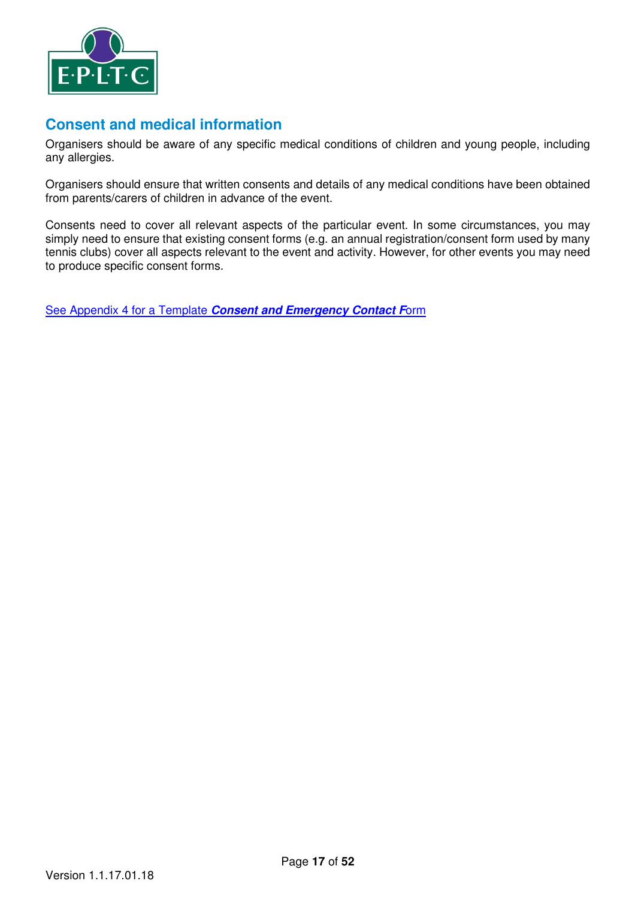## Consent and medical information

Organisers should be aware of any specific medical conditions of children and young people, including any allergies.

Organisers should ensure that written consents and details of any medical conditions have been obtained from parents/carers of children in advance of the event.

Consents need to cover all relevant aspects of the particular event. In some circumstances, you may simply need to ensure that existing consent forms (e.g. an annual registration/consent form used by many tennis clubs) cover all aspects relevant to the event and activity. However, for other events you may need to produce specific consent forms.

See Appendix 4 for a Template ***Consent and Emergency Contact F***orm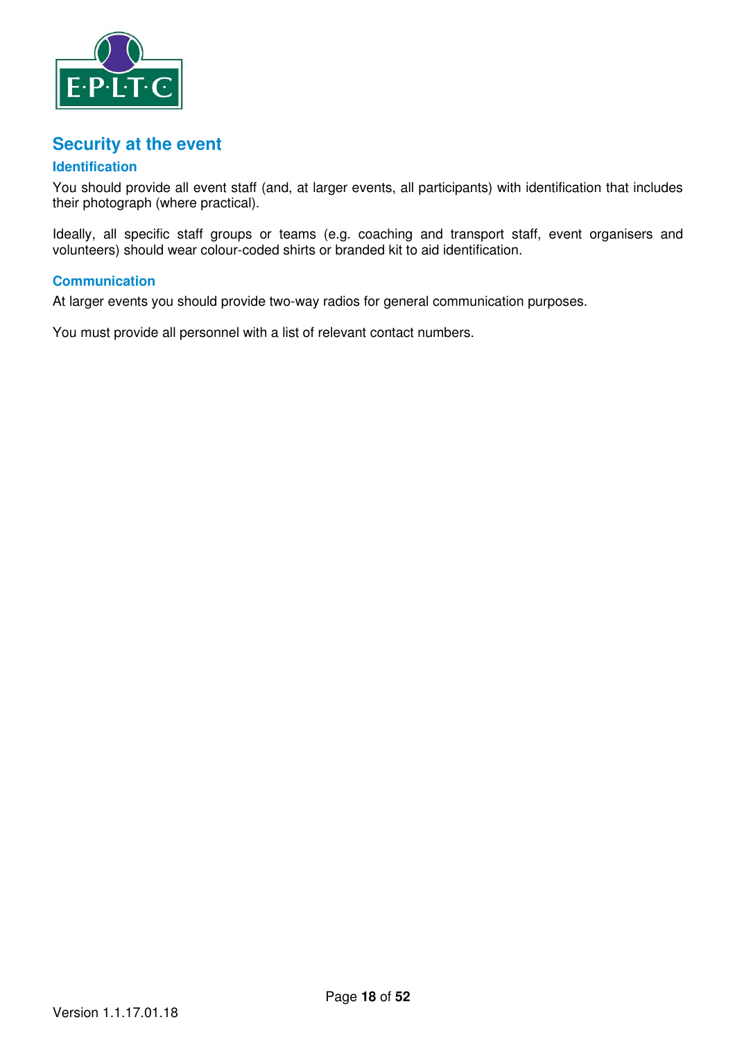## Security at the event

### Identification

You should provide all event staff (and, at larger events, all participants) with identification that includes their photograph (where practical).

Ideally, all specific staff groups or teams (e.g. coaching and transport staff, event organisers and volunteers) should wear colour-coded shirts or branded kit to aid identification.

### Communication

At larger events you should provide two-way radios for general communication purposes.

You must provide all personnel with a list of relevant contact numbers.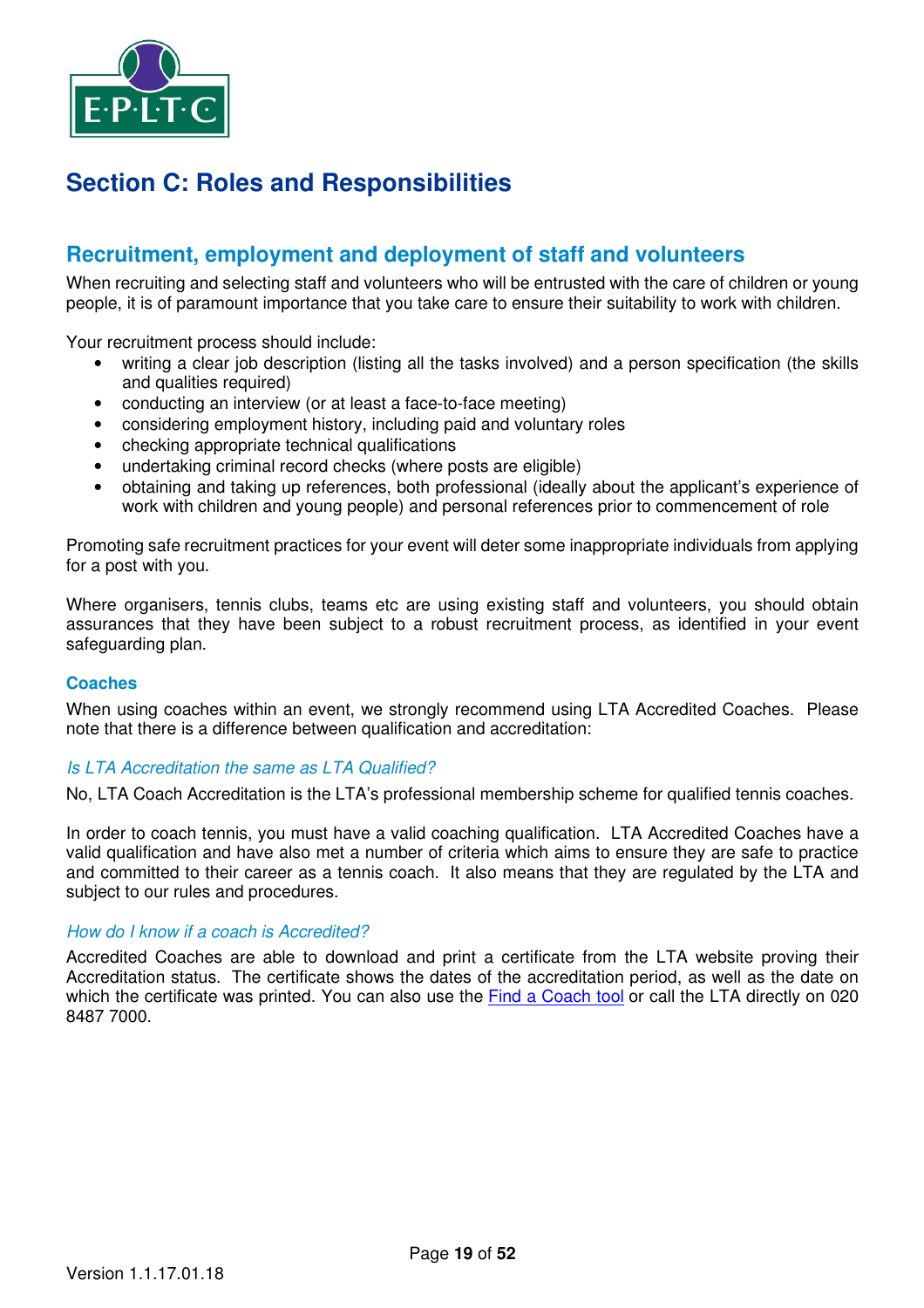# Section C: Roles and Responsibilities

## Recruitment, employment and deployment of staff and volunteers

When recruiting and selecting staff and volunteers who will be entrusted with the care of children or young people, it is of paramount importance that you take care to ensure their suitability to work with children.

Your recruitment process should include:

- writing a clear job description (listing all the tasks involved) and a person specification (the skills and qualities required)
- conducting an interview (or at least a face-to-face meeting)
- considering employment history, including paid and voluntary roles
- checking appropriate technical qualifications
- undertaking criminal record checks (where posts are eligible)
- obtaining and taking up references, both professional (ideally about the applicant's experience of work with children and young people) and personal references prior to commencement of role

Promoting safe recruitment practices for your event will deter some inappropriate individuals from applying for a post with you.

Where organisers, tennis clubs, teams etc are using existing staff and volunteers, you should obtain assurances that they have been subject to a robust recruitment process, as identified in your event safeguarding plan.

### Coaches

When using coaches within an event, we strongly recommend using LTA Accredited Coaches. Please note that there is a difference between qualification and accreditation:

*Is LTA Accreditation the same as LTA Qualified?*

No, LTA Coach Accreditation is the LTA's professional membership scheme for qualified tennis coaches.

In order to coach tennis, you must have a valid coaching qualification. LTA Accredited Coaches have a valid qualification and have also met a number of criteria which aims to ensure they are safe to practice and committed to their career as a tennis coach. It also means that they are regulated by the LTA and subject to our rules and procedures.

*How do I know if a coach is Accredited?*

Accredited Coaches are able to download and print a certificate from the LTA website proving their Accreditation status. The certificate shows the dates of the accreditation period, as well as the date on which the certificate was printed. You can also use the Find a Coach tool or call the LTA directly on 020 8487 7000.

Version 1.1.17.01.18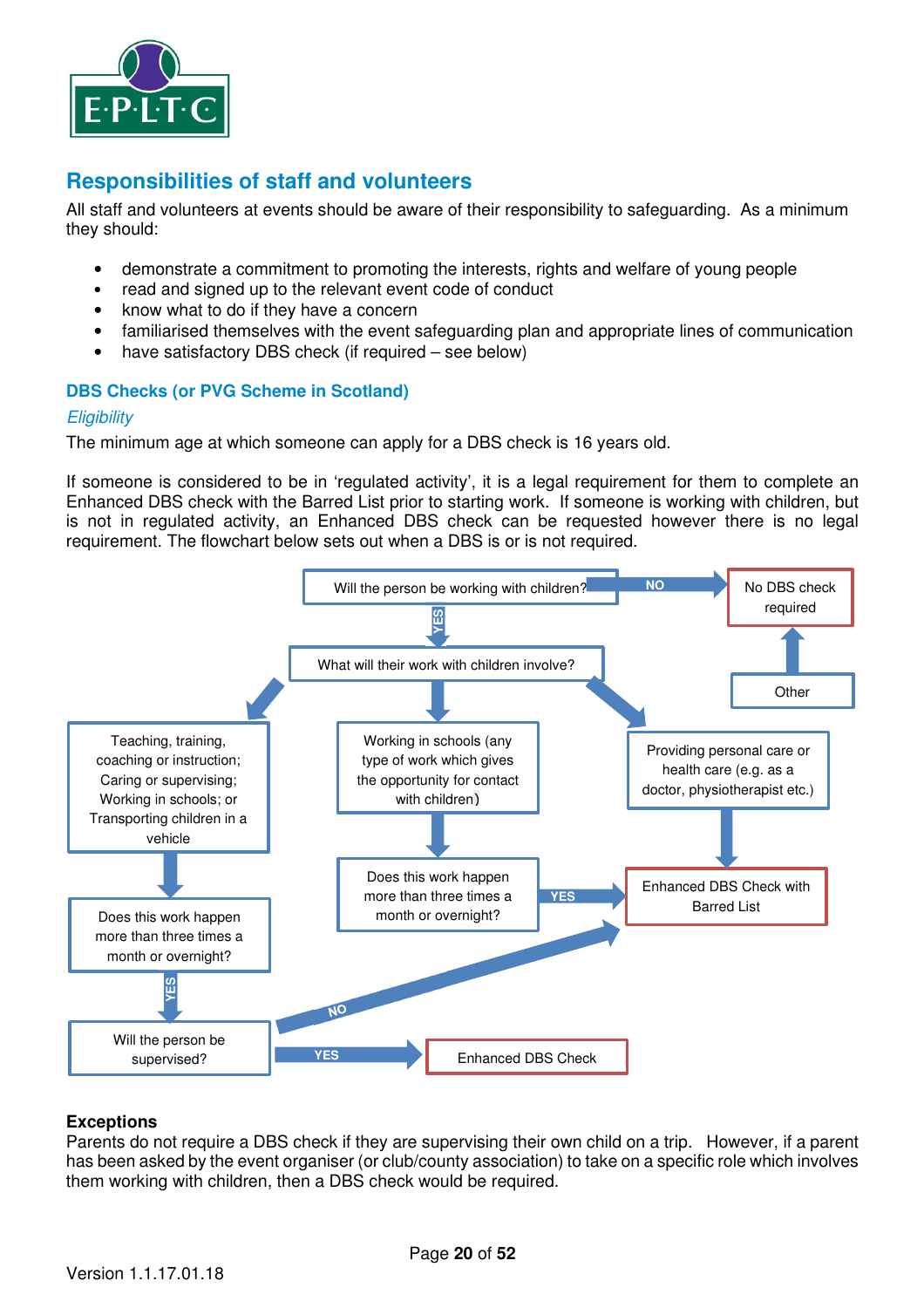## Responsibilities of staff and volunteers

All staff and volunteers at events should be aware of their responsibility to safeguarding. As a minimum they should:

- demonstrate a commitment to promoting the interests, rights and welfare of young people
- read and signed up to the relevant event code of conduct
- know what to do if they have a concern
- familiarised themselves with the event safeguarding plan and appropriate lines of communication
- have satisfactory DBS check (if required – see below)

### DBS Checks (or PVG Scheme in Scotland)

*Eligibility*

The minimum age at which someone can apply for a DBS check is 16 years old.

If someone is considered to be in 'regulated activity', it is a legal requirement for them to complete an Enhanced DBS check with the Barred List prior to starting work. If someone is working with children, but is not in regulated activity, an Enhanced DBS check can be requested however there is no legal requirement. The flowchart below sets out when a DBS is or is not required.

Will the person be working with children? — NO → No DBS check required

YES ↓

What will their work with children involve?

- Teaching, training, coaching or instruction; Caring or supervising; Working in schools; or Transporting children in a vehicle
  - ↓ Does this work happen more than three times a month or overnight?
  - YES ↓ Will the person be supervised?
    - YES → Enhanced DBS Check
    - NO → Enhanced DBS Check with Barred List
- Working in schools (any type of work which gives the opportunity for contact with children)
  - ↓ Does this work happen more than three times a month or overnight?
  - YES → Enhanced DBS Check with Barred List
- Providing personal care or health care (e.g. as a doctor, physiotherapist etc.)
  - ↓ Enhanced DBS Check with Barred List
- Other → No DBS check required

**Exceptions**

Parents do not require a DBS check if they are supervising their own child on a trip. However, if a parent has been asked by the event organiser (or club/county association) to take on a specific role which involves them working with children, then a DBS check would be required.

Version 1.1.17.01.18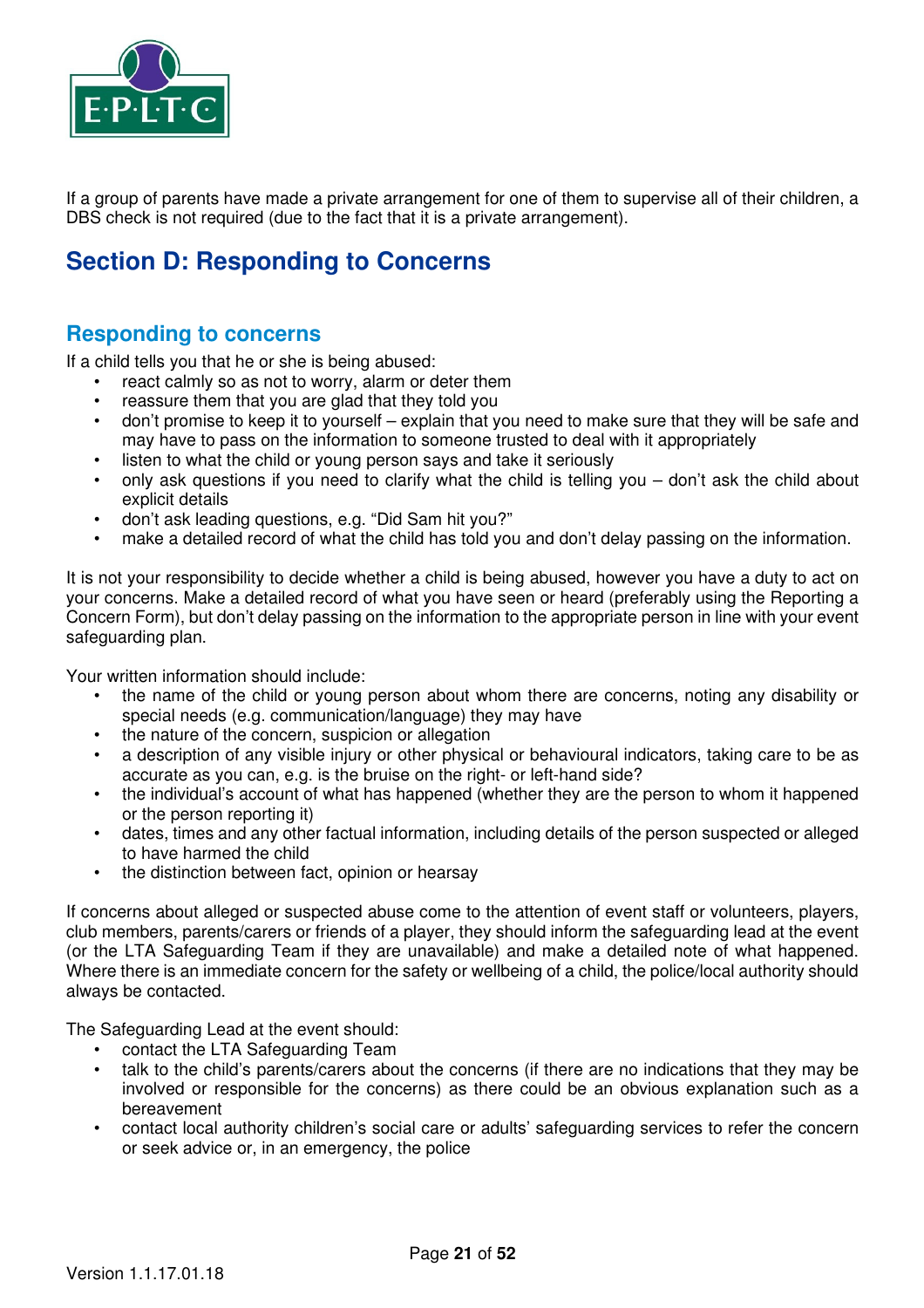If a group of parents have made a private arrangement for one of them to supervise all of their children, a DBS check is not required (due to the fact that it is a private arrangement).

# Section D: Responding to Concerns

## Responding to concerns

If a child tells you that he or she is being abused:

- react calmly so as not to worry, alarm or deter them
- reassure them that you are glad that they told you
- don't promise to keep it to yourself – explain that you need to make sure that they will be safe and may have to pass on the information to someone trusted to deal with it appropriately
- listen to what the child or young person says and take it seriously
- only ask questions if you need to clarify what the child is telling you – don't ask the child about explicit details
- don't ask leading questions, e.g. "Did Sam hit you?"
- make a detailed record of what the child has told you and don't delay passing on the information.

It is not your responsibility to decide whether a child is being abused, however you have a duty to act on your concerns. Make a detailed record of what you have seen or heard (preferably using the Reporting a Concern Form), but don't delay passing on the information to the appropriate person in line with your event safeguarding plan.

Your written information should include:

- the name of the child or young person about whom there are concerns, noting any disability or special needs (e.g. communication/language) they may have
- the nature of the concern, suspicion or allegation
- a description of any visible injury or other physical or behavioural indicators, taking care to be as accurate as you can, e.g. is the bruise on the right- or left-hand side?
- the individual's account of what has happened (whether they are the person to whom it happened or the person reporting it)
- dates, times and any other factual information, including details of the person suspected or alleged to have harmed the child
- the distinction between fact, opinion or hearsay

If concerns about alleged or suspected abuse come to the attention of event staff or volunteers, players, club members, parents/carers or friends of a player, they should inform the safeguarding lead at the event (or the LTA Safeguarding Team if they are unavailable) and make a detailed note of what happened. Where there is an immediate concern for the safety or wellbeing of a child, the police/local authority should always be contacted.

The Safeguarding Lead at the event should:

- contact the LTA Safeguarding Team
- talk to the child's parents/carers about the concerns (if there are no indications that they may be involved or responsible for the concerns) as there could be an obvious explanation such as a bereavement
- contact local authority children's social care or adults' safeguarding services to refer the concern or seek advice or, in an emergency, the police

Version 1.1.17.01.18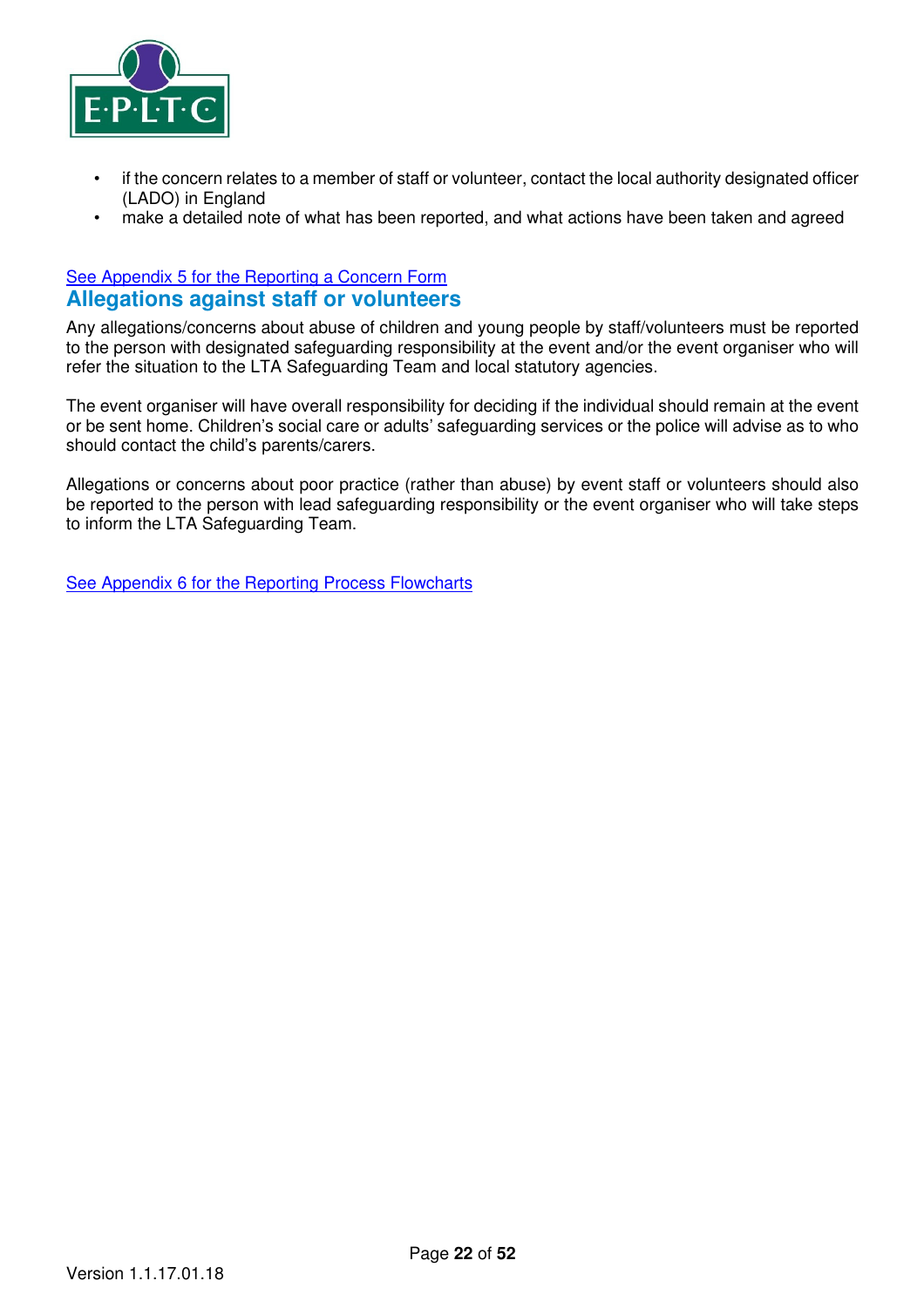- if the concern relates to a member of staff or volunteer, contact the local authority designated officer (LADO) in England
- make a detailed note of what has been reported, and what actions have been taken and agreed

See Appendix 5 for the Reporting a Concern Form

## Allegations against staff or volunteers

Any allegations/concerns about abuse of children and young people by staff/volunteers must be reported to the person with designated safeguarding responsibility at the event and/or the event organiser who will refer the situation to the LTA Safeguarding Team and local statutory agencies.

The event organiser will have overall responsibility for deciding if the individual should remain at the event or be sent home. Children's social care or adults' safeguarding services or the police will advise as to who should contact the child's parents/carers.

Allegations or concerns about poor practice (rather than abuse) by event staff or volunteers should also be reported to the person with lead safeguarding responsibility or the event organiser who will take steps to inform the LTA Safeguarding Team.

See Appendix 6 for the Reporting Process Flowcharts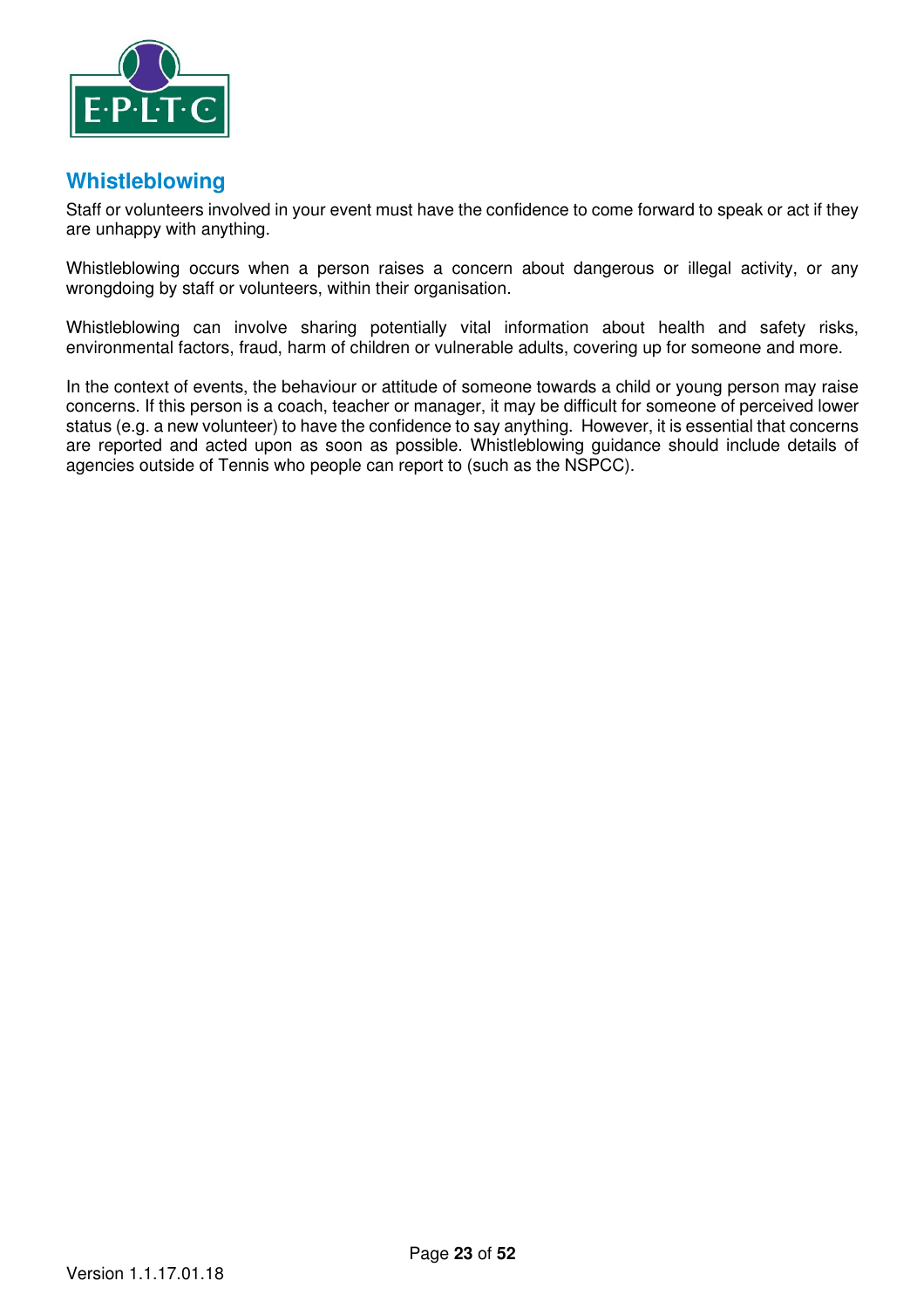## Whistleblowing

Staff or volunteers involved in your event must have the confidence to come forward to speak or act if they are unhappy with anything.

Whistleblowing occurs when a person raises a concern about dangerous or illegal activity, or any wrongdoing by staff or volunteers, within their organisation.

Whistleblowing can involve sharing potentially vital information about health and safety risks, environmental factors, fraud, harm of children or vulnerable adults, covering up for someone and more.

In the context of events, the behaviour or attitude of someone towards a child or young person may raise concerns. If this person is a coach, teacher or manager, it may be difficult for someone of perceived lower status (e.g. a new volunteer) to have the confidence to say anything. However, it is essential that concerns are reported and acted upon as soon as possible. Whistleblowing guidance should include details of agencies outside of Tennis who people can report to (such as the NSPCC).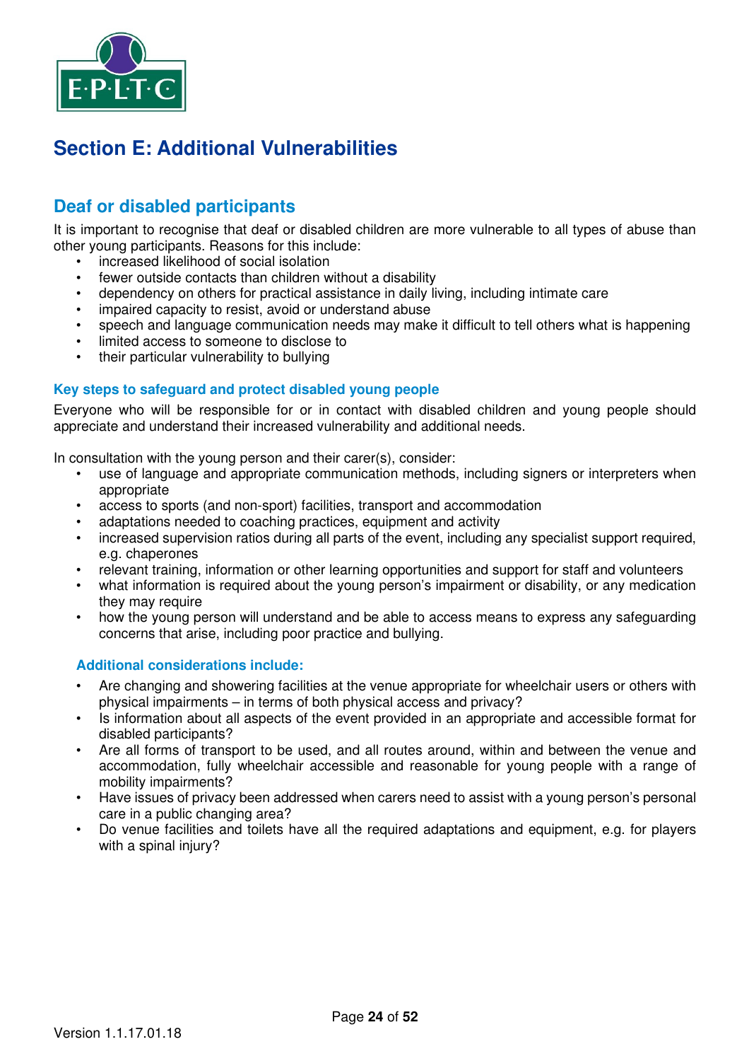# Section E: Additional Vulnerabilities

## Deaf or disabled participants

It is important to recognise that deaf or disabled children are more vulnerable to all types of abuse than other young participants. Reasons for this include:

- increased likelihood of social isolation
- fewer outside contacts than children without a disability
- dependency on others for practical assistance in daily living, including intimate care
- impaired capacity to resist, avoid or understand abuse
- speech and language communication needs may make it difficult to tell others what is happening
- limited access to someone to disclose to
- their particular vulnerability to bullying

### Key steps to safeguard and protect disabled young people

Everyone who will be responsible for or in contact with disabled children and young people should appreciate and understand their increased vulnerability and additional needs.

In consultation with the young person and their carer(s), consider:

- use of language and appropriate communication methods, including signers or interpreters when appropriate
- access to sports (and non-sport) facilities, transport and accommodation
- adaptations needed to coaching practices, equipment and activity
- increased supervision ratios during all parts of the event, including any specialist support required, e.g. chaperones
- relevant training, information or other learning opportunities and support for staff and volunteers
- what information is required about the young person's impairment or disability, or any medication they may require
- how the young person will understand and be able to access means to express any safeguarding concerns that arise, including poor practice and bullying.

### Additional considerations include:

- Are changing and showering facilities at the venue appropriate for wheelchair users or others with physical impairments – in terms of both physical access and privacy?
- Is information about all aspects of the event provided in an appropriate and accessible format for disabled participants?
- Are all forms of transport to be used, and all routes around, within and between the venue and accommodation, fully wheelchair accessible and reasonable for young people with a range of mobility impairments?
- Have issues of privacy been addressed when carers need to assist with a young person's personal care in a public changing area?
- Do venue facilities and toilets have all the required adaptations and equipment, e.g. for players with a spinal injury?

Version 1.1.17.01.18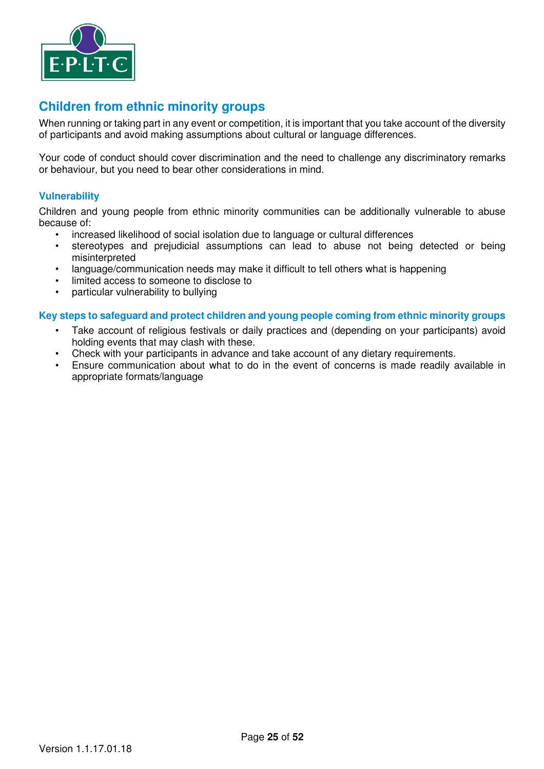## Children from ethnic minority groups

When running or taking part in any event or competition, it is important that you take account of the diversity of participants and avoid making assumptions about cultural or language differences.

Your code of conduct should cover discrimination and the need to challenge any discriminatory remarks or behaviour, but you need to bear other considerations in mind.

### Vulnerability

Children and young people from ethnic minority communities can be additionally vulnerable to abuse because of:

- increased likelihood of social isolation due to language or cultural differences
- stereotypes and prejudicial assumptions can lead to abuse not being detected or being misinterpreted
- language/communication needs may make it difficult to tell others what is happening
- limited access to someone to disclose to
- particular vulnerability to bullying

### Key steps to safeguard and protect children and young people coming from ethnic minority groups

- Take account of religious festivals or daily practices and (depending on your participants) avoid holding events that may clash with these.
- Check with your participants in advance and take account of any dietary requirements.
- Ensure communication about what to do in the event of concerns is made readily available in appropriate formats/language

Version 1.1.17.01.18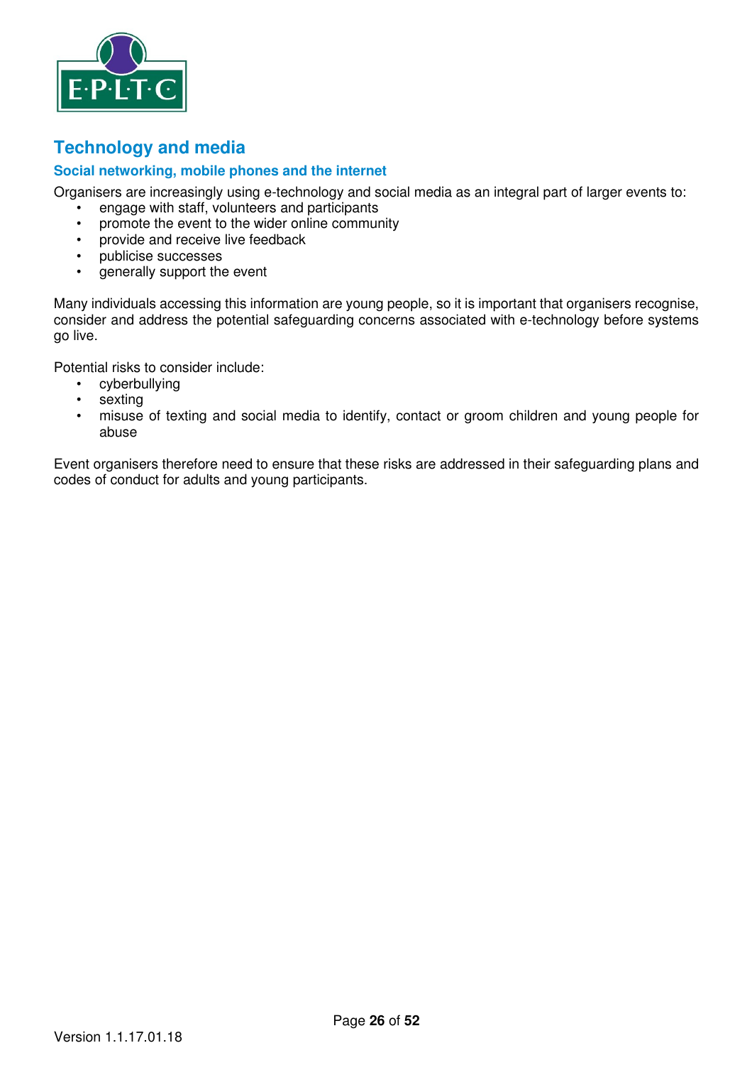## Technology and media

### Social networking, mobile phones and the internet

Organisers are increasingly using e-technology and social media as an integral part of larger events to:

- engage with staff, volunteers and participants
- promote the event to the wider online community
- provide and receive live feedback
- publicise successes
- generally support the event

Many individuals accessing this information are young people, so it is important that organisers recognise, consider and address the potential safeguarding concerns associated with e-technology before systems go live.

Potential risks to consider include:

- cyberbullying
- sexting
- misuse of texting and social media to identify, contact or groom children and young people for abuse

Event organisers therefore need to ensure that these risks are addressed in their safeguarding plans and codes of conduct for adults and young participants.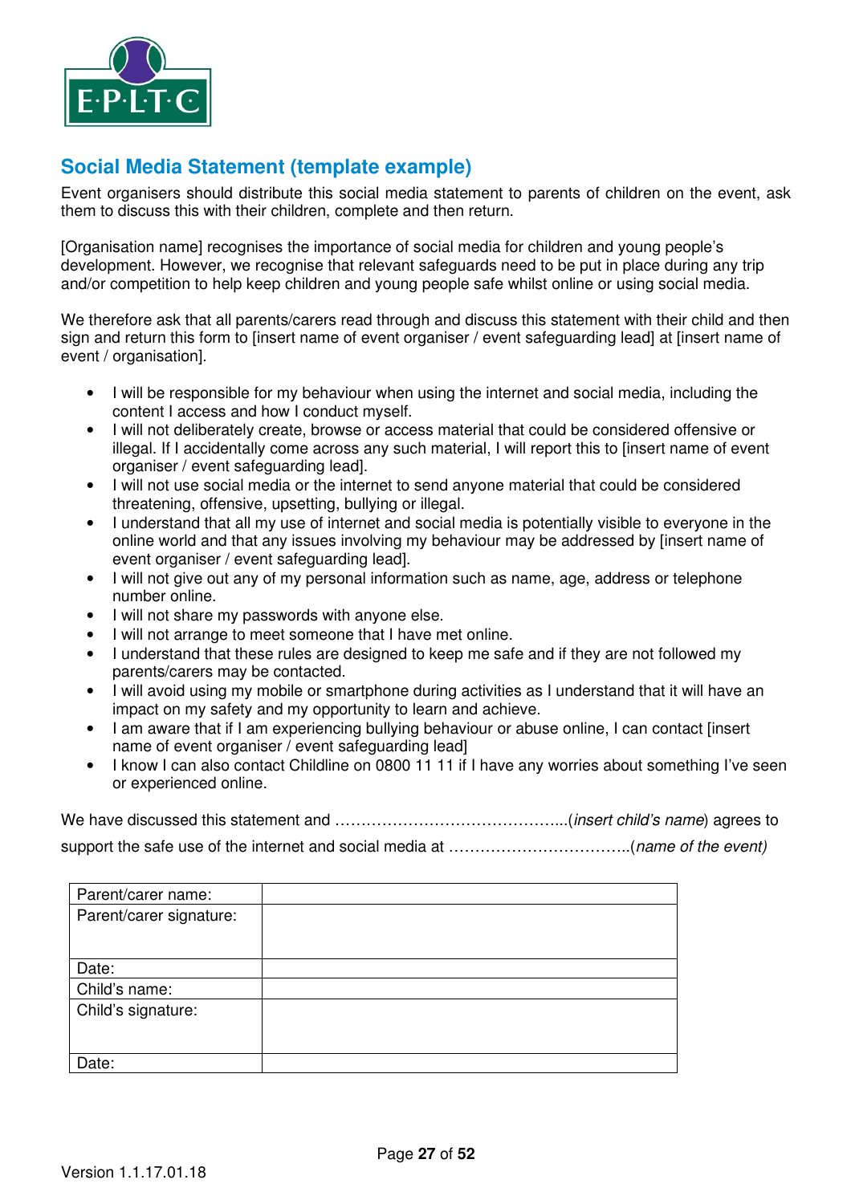## Social Media Statement (template example)

Event organisers should distribute this social media statement to parents of children on the event, ask them to discuss this with their children, complete and then return.

[Organisation name] recognises the importance of social media for children and young people's development. However, we recognise that relevant safeguards need to be put in place during any trip and/or competition to help keep children and young people safe whilst online or using social media.

We therefore ask that all parents/carers read through and discuss this statement with their child and then sign and return this form to [insert name of event organiser / event safeguarding lead] at [insert name of event / organisation].

- I will be responsible for my behaviour when using the internet and social media, including the content I access and how I conduct myself.
- I will not deliberately create, browse or access material that could be considered offensive or illegal. If I accidentally come across any such material, I will report this to [insert name of event organiser / event safeguarding lead].
- I will not use social media or the internet to send anyone material that could be considered threatening, offensive, upsetting, bullying or illegal.
- I understand that all my use of internet and social media is potentially visible to everyone in the online world and that any issues involving my behaviour may be addressed by [insert name of event organiser / event safeguarding lead].
- I will not give out any of my personal information such as name, age, address or telephone number online.
- I will not share my passwords with anyone else.
- I will not arrange to meet someone that I have met online.
- I understand that these rules are designed to keep me safe and if they are not followed my parents/carers may be contacted.
- I will avoid using my mobile or smartphone during activities as I understand that it will have an impact on my safety and my opportunity to learn and achieve.
- I am aware that if I am experiencing bullying behaviour or abuse online, I can contact [insert name of event organiser / event safeguarding lead]
- I know I can also contact Childline on 0800 11 11 if I have any worries about something I've seen or experienced online.

We have discussed this statement and ……………………………………...(*insert child's name*) agrees to support the safe use of the internet and social media at ……………………………..(*name of the event)*

| | |
|---|---|
| Parent/carer name: | |
| Parent/carer signature: | |
| Date: | |
| Child's name: | |
| Child's signature: | |
| Date: | |

Version 1.1.17.01.18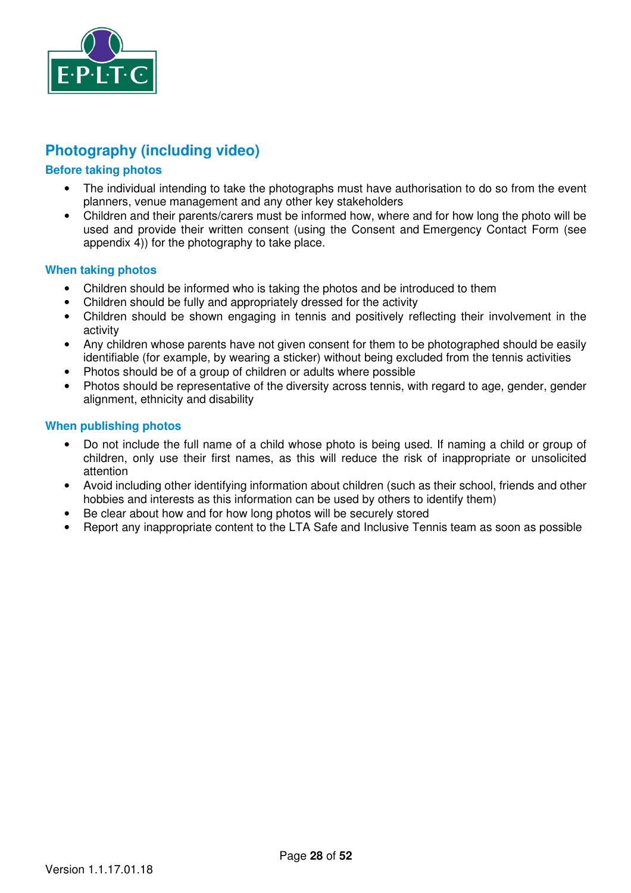## Photography (including video)

### Before taking photos

- The individual intending to take the photographs must have authorisation to do so from the event planners, venue management and any other key stakeholders
- Children and their parents/carers must be informed how, where and for how long the photo will be used and provide their written consent (using the Consent and Emergency Contact Form (see appendix 4)) for the photography to take place.

### When taking photos

- Children should be informed who is taking the photos and be introduced to them
- Children should be fully and appropriately dressed for the activity
- Children should be shown engaging in tennis and positively reflecting their involvement in the activity
- Any children whose parents have not given consent for them to be photographed should be easily identifiable (for example, by wearing a sticker) without being excluded from the tennis activities
- Photos should be of a group of children or adults where possible
- Photos should be representative of the diversity across tennis, with regard to age, gender, gender alignment, ethnicity and disability

### When publishing photos

- Do not include the full name of a child whose photo is being used. If naming a child or group of children, only use their first names, as this will reduce the risk of inappropriate or unsolicited attention
- Avoid including other identifying information about children (such as their school, friends and other hobbies and interests as this information can be used by others to identify them)
- Be clear about how and for how long photos will be securely stored
- Report any inappropriate content to the LTA Safe and Inclusive Tennis team as soon as possible

Version 1.1.17.01.18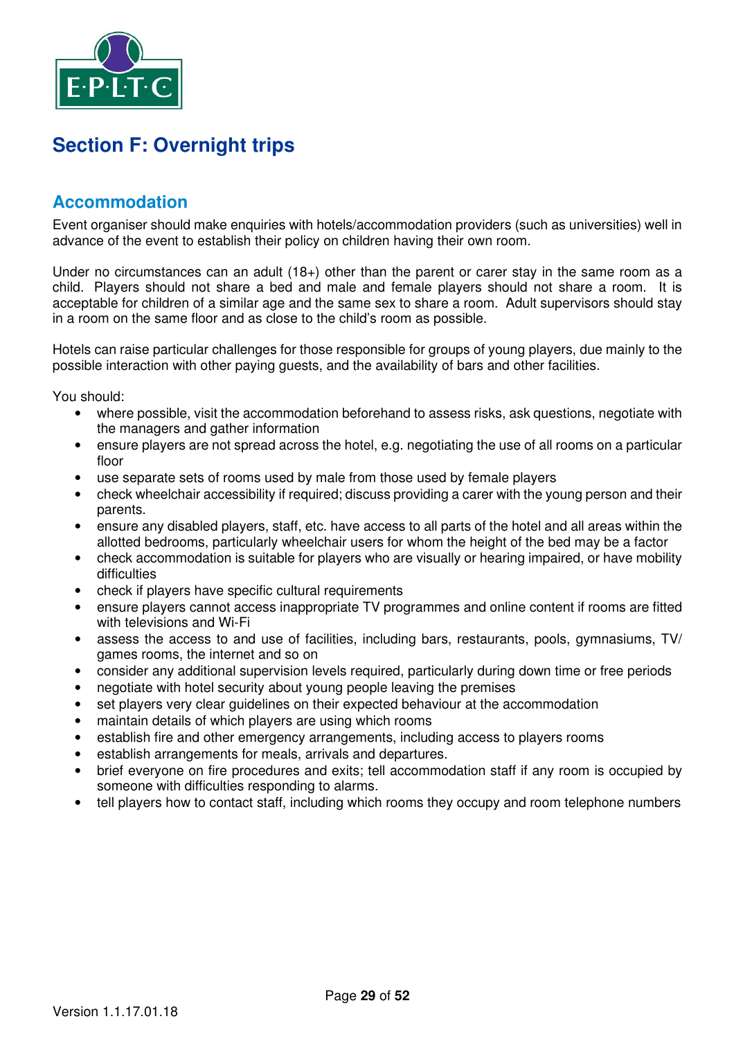# Section F: Overnight trips

## Accommodation

Event organiser should make enquiries with hotels/accommodation providers (such as universities) well in advance of the event to establish their policy on children having their own room.

Under no circumstances can an adult (18+) other than the parent or carer stay in the same room as a child. Players should not share a bed and male and female players should not share a room. It is acceptable for children of a similar age and the same sex to share a room. Adult supervisors should stay in a room on the same floor and as close to the child's room as possible.

Hotels can raise particular challenges for those responsible for groups of young players, due mainly to the possible interaction with other paying guests, and the availability of bars and other facilities.

You should:

- where possible, visit the accommodation beforehand to assess risks, ask questions, negotiate with the managers and gather information
- ensure players are not spread across the hotel, e.g. negotiating the use of all rooms on a particular floor
- use separate sets of rooms used by male from those used by female players
- check wheelchair accessibility if required; discuss providing a carer with the young person and their parents.
- ensure any disabled players, staff, etc. have access to all parts of the hotel and all areas within the allotted bedrooms, particularly wheelchair users for whom the height of the bed may be a factor
- check accommodation is suitable for players who are visually or hearing impaired, or have mobility difficulties
- check if players have specific cultural requirements
- ensure players cannot access inappropriate TV programmes and online content if rooms are fitted with televisions and Wi-Fi
- assess the access to and use of facilities, including bars, restaurants, pools, gymnasiums, TV/ games rooms, the internet and so on
- consider any additional supervision levels required, particularly during down time or free periods
- negotiate with hotel security about young people leaving the premises
- set players very clear guidelines on their expected behaviour at the accommodation
- maintain details of which players are using which rooms
- establish fire and other emergency arrangements, including access to players rooms
- establish arrangements for meals, arrivals and departures.
- brief everyone on fire procedures and exits; tell accommodation staff if any room is occupied by someone with difficulties responding to alarms.
- tell players how to contact staff, including which rooms they occupy and room telephone numbers

Version 1.1.17.01.18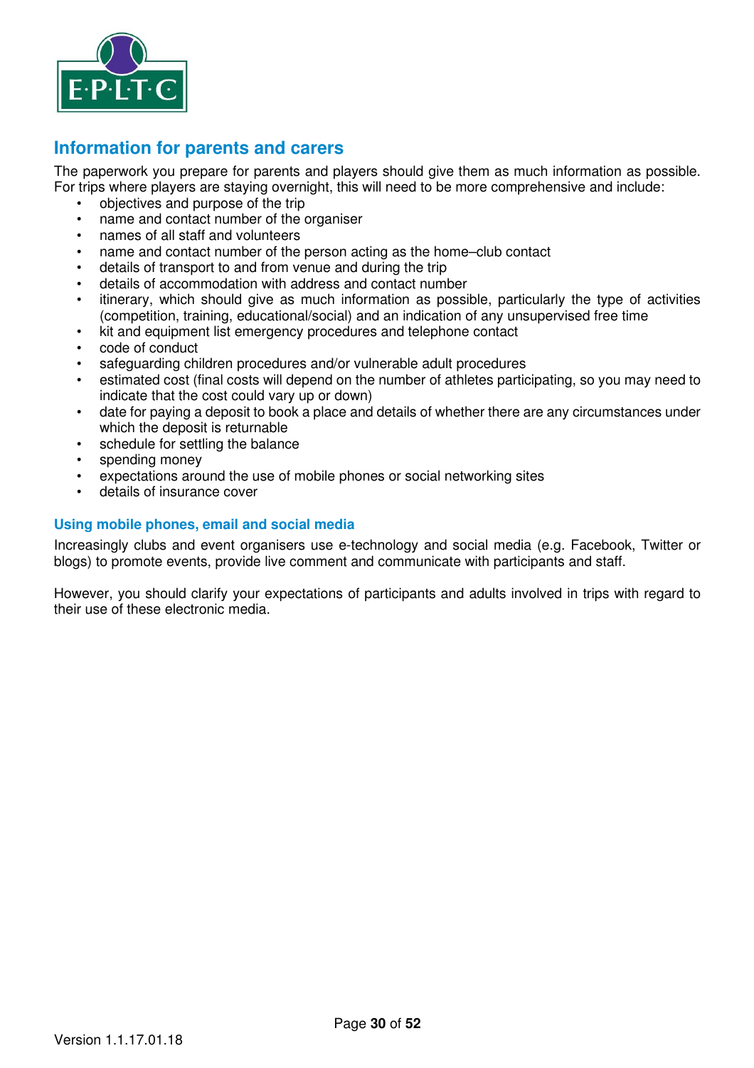## Information for parents and carers

The paperwork you prepare for parents and players should give them as much information as possible. For trips where players are staying overnight, this will need to be more comprehensive and include:

- objectives and purpose of the trip
- name and contact number of the organiser
- names of all staff and volunteers
- name and contact number of the person acting as the home–club contact
- details of transport to and from venue and during the trip
- details of accommodation with address and contact number
- itinerary, which should give as much information as possible, particularly the type of activities (competition, training, educational/social) and an indication of any unsupervised free time
- kit and equipment list emergency procedures and telephone contact
- code of conduct
- safeguarding children procedures and/or vulnerable adult procedures
- estimated cost (final costs will depend on the number of athletes participating, so you may need to indicate that the cost could vary up or down)
- date for paying a deposit to book a place and details of whether there are any circumstances under which the deposit is returnable
- schedule for settling the balance
- spending money
- expectations around the use of mobile phones or social networking sites
- details of insurance cover

### Using mobile phones, email and social media

Increasingly clubs and event organisers use e-technology and social media (e.g. Facebook, Twitter or blogs) to promote events, provide live comment and communicate with participants and staff.

However, you should clarify your expectations of participants and adults involved in trips with regard to their use of these electronic media.

Version 1.1.17.01.18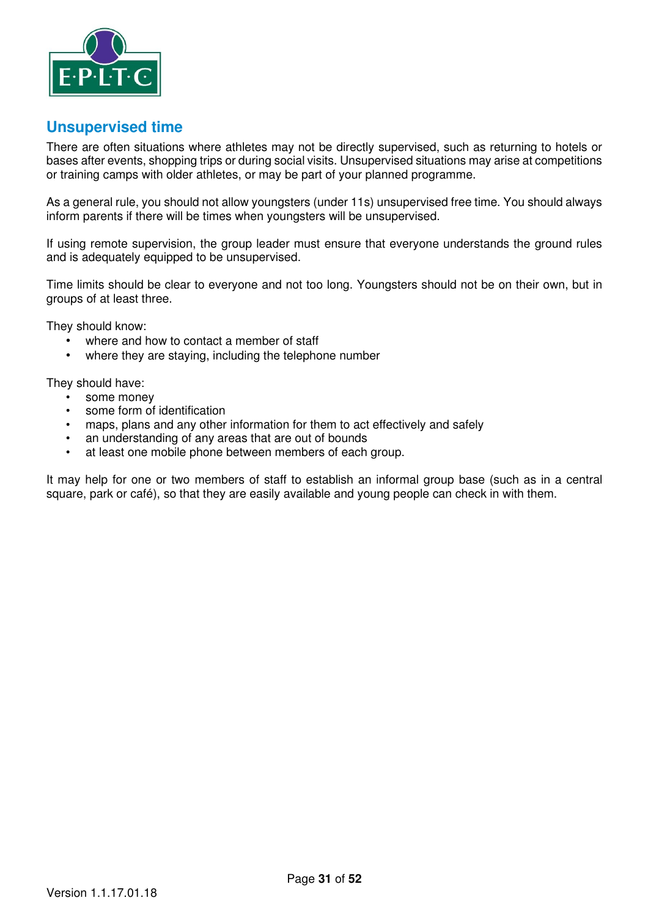## Unsupervised time

There are often situations where athletes may not be directly supervised, such as returning to hotels or bases after events, shopping trips or during social visits. Unsupervised situations may arise at competitions or training camps with older athletes, or may be part of your planned programme.

As a general rule, you should not allow youngsters (under 11s) unsupervised free time. You should always inform parents if there will be times when youngsters will be unsupervised.

If using remote supervision, the group leader must ensure that everyone understands the ground rules and is adequately equipped to be unsupervised.

Time limits should be clear to everyone and not too long. Youngsters should not be on their own, but in groups of at least three.

They should know:

- where and how to contact a member of staff
- where they are staying, including the telephone number

They should have:

- some money
- some form of identification
- maps, plans and any other information for them to act effectively and safely
- an understanding of any areas that are out of bounds
- at least one mobile phone between members of each group.

It may help for one or two members of staff to establish an informal group base (such as in a central square, park or café), so that they are easily available and young people can check in with them.

Version 1.1.17.01.18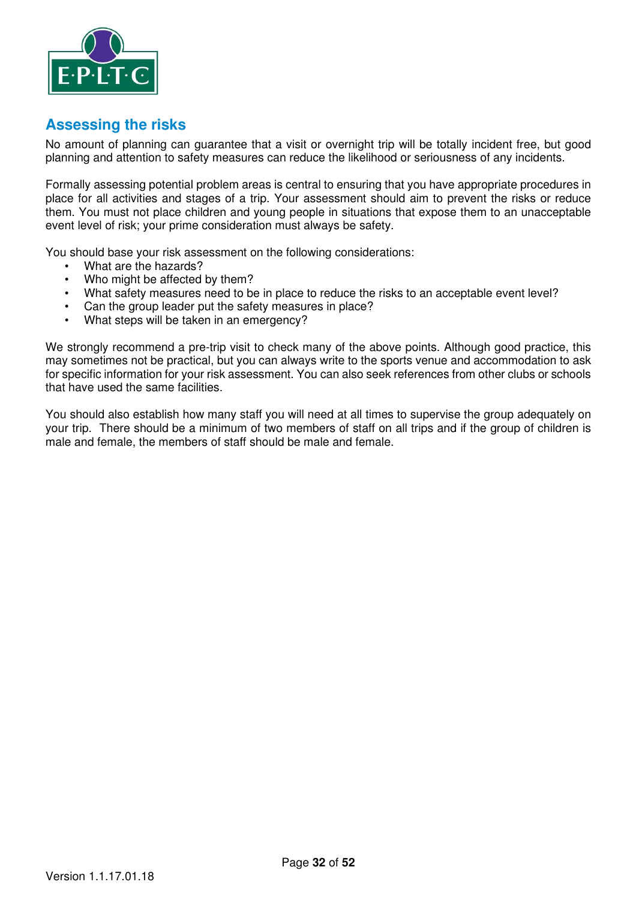## Assessing the risks

No amount of planning can guarantee that a visit or overnight trip will be totally incident free, but good planning and attention to safety measures can reduce the likelihood or seriousness of any incidents.

Formally assessing potential problem areas is central to ensuring that you have appropriate procedures in place for all activities and stages of a trip. Your assessment should aim to prevent the risks or reduce them. You must not place children and young people in situations that expose them to an unacceptable event level of risk; your prime consideration must always be safety.

You should base your risk assessment on the following considerations:

- What are the hazards?
- Who might be affected by them?
- What safety measures need to be in place to reduce the risks to an acceptable event level?
- Can the group leader put the safety measures in place?
- What steps will be taken in an emergency?

We strongly recommend a pre-trip visit to check many of the above points. Although good practice, this may sometimes not be practical, but you can always write to the sports venue and accommodation to ask for specific information for your risk assessment. You can also seek references from other clubs or schools that have used the same facilities.

You should also establish how many staff you will need at all times to supervise the group adequately on your trip. There should be a minimum of two members of staff on all trips and if the group of children is male and female, the members of staff should be male and female.

Version 1.1.17.01.18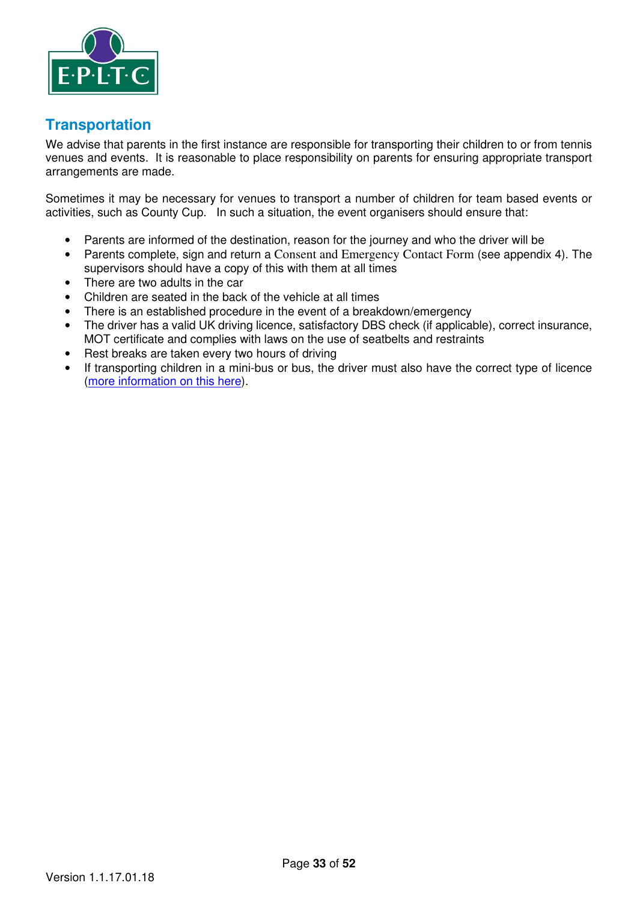## Transportation

We advise that parents in the first instance are responsible for transporting their children to or from tennis venues and events. It is reasonable to place responsibility on parents for ensuring appropriate transport arrangements are made.

Sometimes it may be necessary for venues to transport a number of children for team based events or activities, such as County Cup. In such a situation, the event organisers should ensure that:

- Parents are informed of the destination, reason for the journey and who the driver will be
- Parents complete, sign and return a Consent and Emergency Contact Form (see appendix 4). The supervisors should have a copy of this with them at all times
- There are two adults in the car
- Children are seated in the back of the vehicle at all times
- There is an established procedure in the event of a breakdown/emergency
- The driver has a valid UK driving licence, satisfactory DBS check (if applicable), correct insurance, MOT certificate and complies with laws on the use of seatbelts and restraints
- Rest breaks are taken every two hours of driving
- If transporting children in a mini-bus or bus, the driver must also have the correct type of licence (more information on this here).

Version 1.1.17.01.18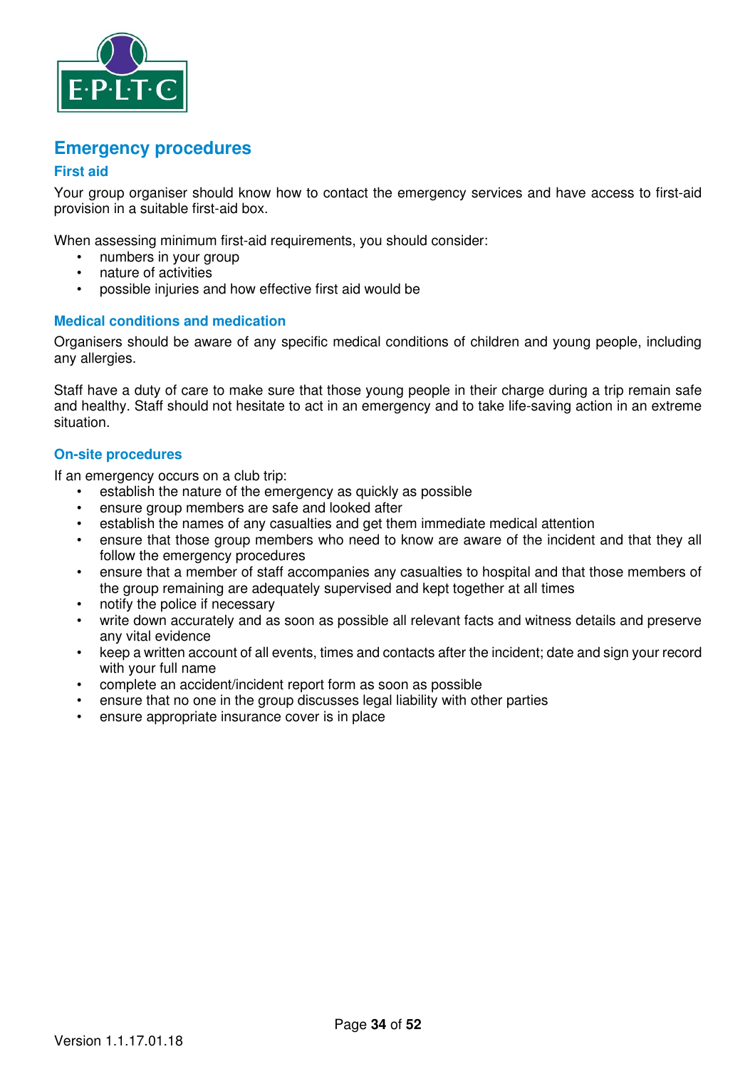## Emergency procedures

### First aid

Your group organiser should know how to contact the emergency services and have access to first-aid provision in a suitable first-aid box.

When assessing minimum first-aid requirements, you should consider:

- numbers in your group
- nature of activities
- possible injuries and how effective first aid would be

### Medical conditions and medication

Organisers should be aware of any specific medical conditions of children and young people, including any allergies.

Staff have a duty of care to make sure that those young people in their charge during a trip remain safe and healthy. Staff should not hesitate to act in an emergency and to take life-saving action in an extreme situation.

### On-site procedures

If an emergency occurs on a club trip:

- establish the nature of the emergency as quickly as possible
- ensure group members are safe and looked after
- establish the names of any casualties and get them immediate medical attention
- ensure that those group members who need to know are aware of the incident and that they all follow the emergency procedures
- ensure that a member of staff accompanies any casualties to hospital and that those members of the group remaining are adequately supervised and kept together at all times
- notify the police if necessary
- write down accurately and as soon as possible all relevant facts and witness details and preserve any vital evidence
- keep a written account of all events, times and contacts after the incident; date and sign your record with your full name
- complete an accident/incident report form as soon as possible
- ensure that no one in the group discusses legal liability with other parties
- ensure appropriate insurance cover is in place

Version 1.1.17.01.18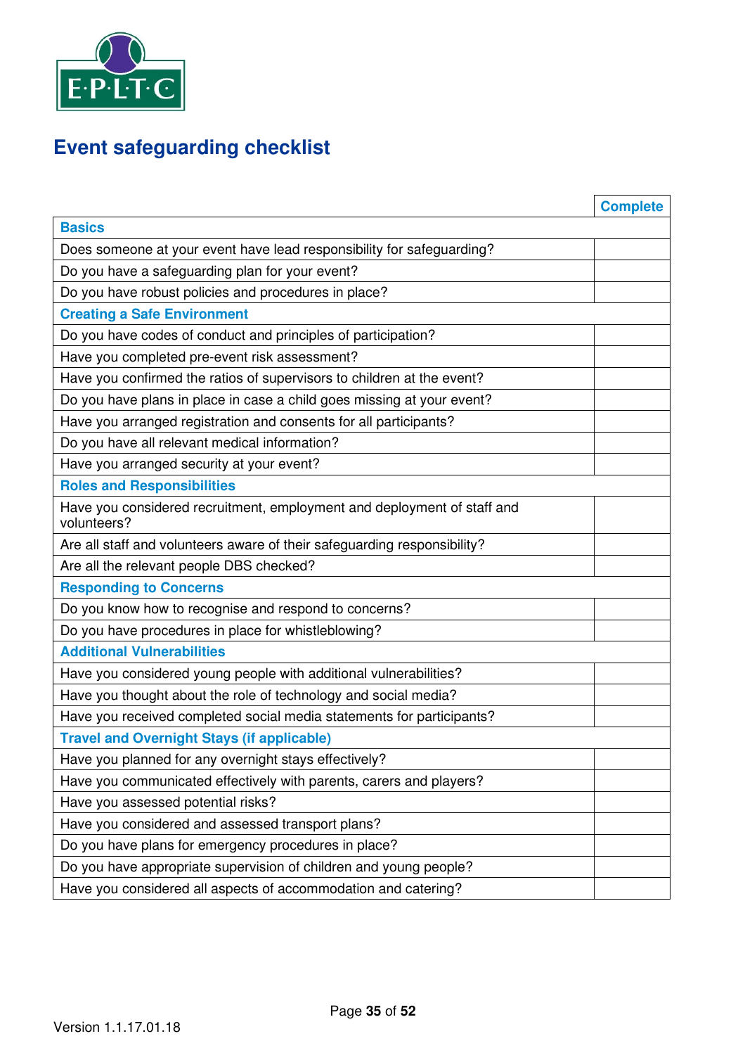# Event safeguarding checklist

| | Complete |
|---|---|
| **Basics** | |
| Does someone at your event have lead responsibility for safeguarding? | |
| Do you have a safeguarding plan for your event? | |
| Do you have robust policies and procedures in place? | |
| **Creating a Safe Environment** | |
| Do you have codes of conduct and principles of participation? | |
| Have you completed pre-event risk assessment? | |
| Have you confirmed the ratios of supervisors to children at the event? | |
| Do you have plans in place in case a child goes missing at your event? | |
| Have you arranged registration and consents for all participants? | |
| Do you have all relevant medical information? | |
| Have you arranged security at your event? | |
| **Roles and Responsibilities** | |
| Have you considered recruitment, employment and deployment of staff and volunteers? | |
| Are all staff and volunteers aware of their safeguarding responsibility? | |
| Are all the relevant people DBS checked? | |
| **Responding to Concerns** | |
| Do you know how to recognise and respond to concerns? | |
| Do you have procedures in place for whistleblowing? | |
| **Additional Vulnerabilities** | |
| Have you considered young people with additional vulnerabilities? | |
| Have you thought about the role of technology and social media? | |
| Have you received completed social media statements for participants? | |
| **Travel and Overnight Stays (if applicable)** | |
| Have you planned for any overnight stays effectively? | |
| Have you communicated effectively with parents, carers and players? | |
| Have you assessed potential risks? | |
| Have you considered and assessed transport plans? | |
| Do you have plans for emergency procedures in place? | |
| Do you have appropriate supervision of children and young people? | |
| Have you considered all aspects of accommodation and catering? | |

Version 1.1.17.01.18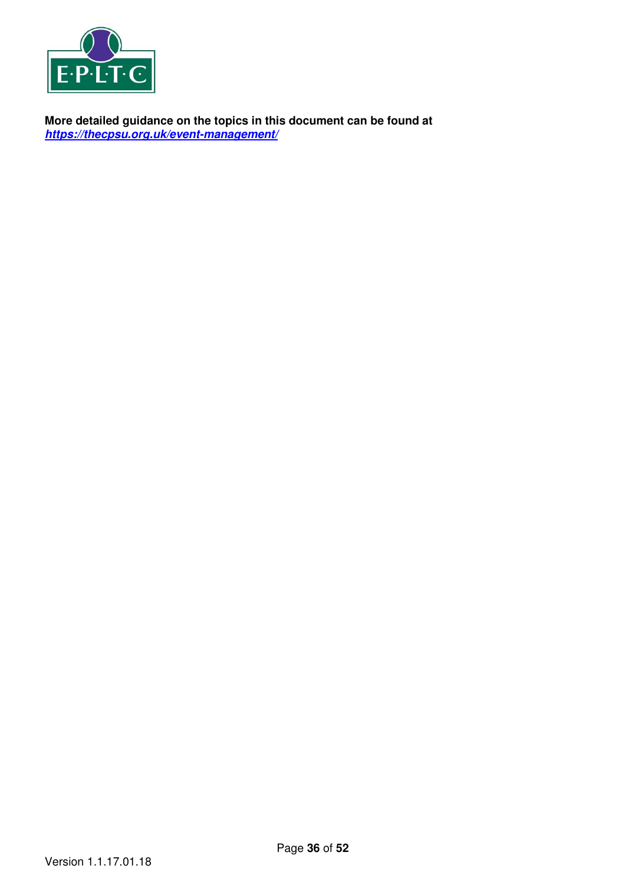**More detailed guidance on the topics in this document can be found at** ***https://thecpsu.org.uk/event-management/***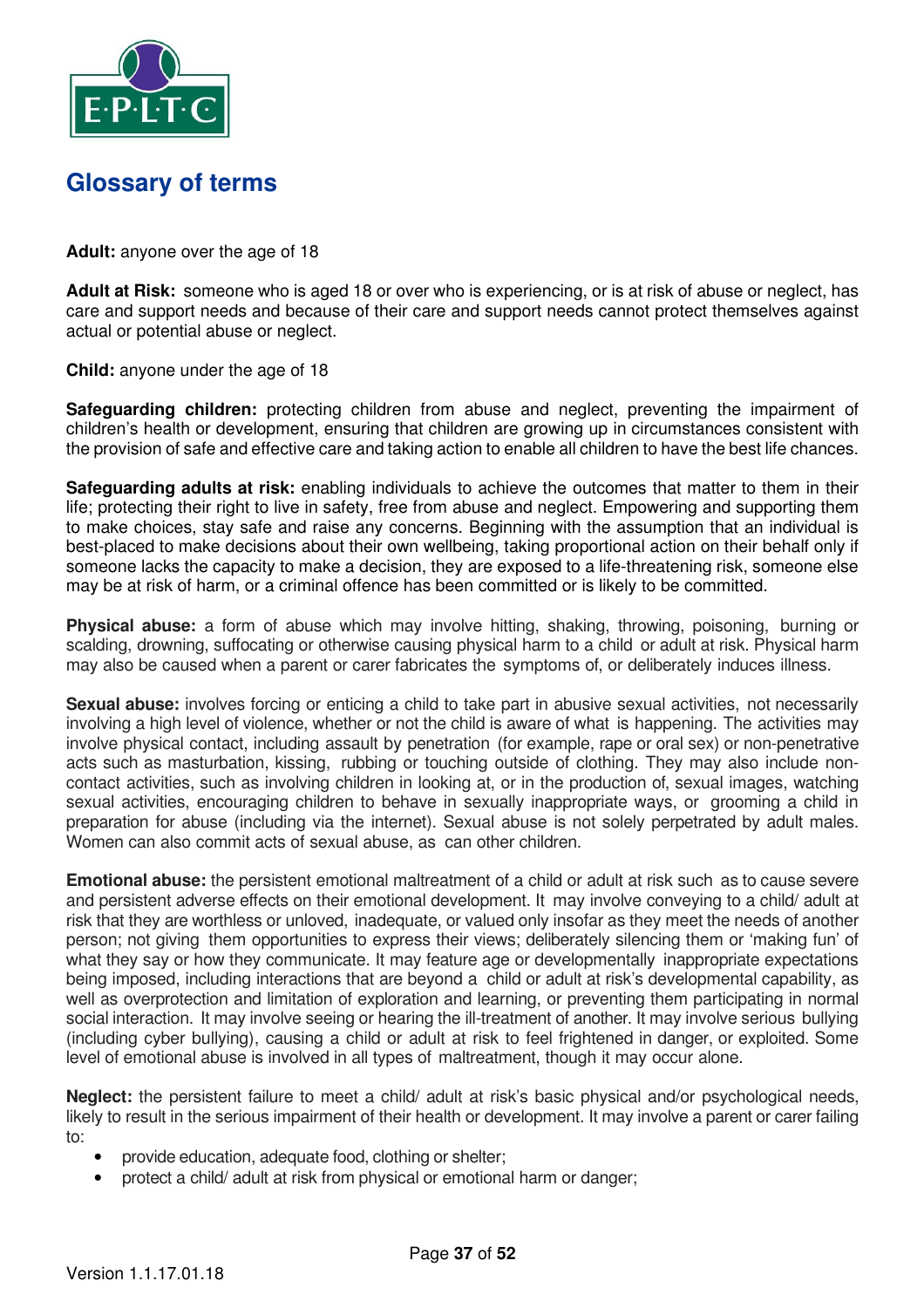# Glossary of terms

**Adult:** anyone over the age of 18

**Adult at Risk:** someone who is aged 18 or over who is experiencing, or is at risk of abuse or neglect, has care and support needs and because of their care and support needs cannot protect themselves against actual or potential abuse or neglect.

**Child:** anyone under the age of 18

**Safeguarding children:** protecting children from abuse and neglect, preventing the impairment of children's health or development, ensuring that children are growing up in circumstances consistent with the provision of safe and effective care and taking action to enable all children to have the best life chances.

**Safeguarding adults at risk:** enabling individuals to achieve the outcomes that matter to them in their life; protecting their right to live in safety, free from abuse and neglect. Empowering and supporting them to make choices, stay safe and raise any concerns. Beginning with the assumption that an individual is best-placed to make decisions about their own wellbeing, taking proportional action on their behalf only if someone lacks the capacity to make a decision, they are exposed to a life-threatening risk, someone else may be at risk of harm, or a criminal offence has been committed or is likely to be committed.

**Physical abuse:** a form of abuse which may involve hitting, shaking, throwing, poisoning, burning or scalding, drowning, suffocating or otherwise causing physical harm to a child or adult at risk. Physical harm may also be caused when a parent or carer fabricates the symptoms of, or deliberately induces illness.

**Sexual abuse:** involves forcing or enticing a child to take part in abusive sexual activities, not necessarily involving a high level of violence, whether or not the child is aware of what is happening. The activities may involve physical contact, including assault by penetration (for example, rape or oral sex) or non-penetrative acts such as masturbation, kissing, rubbing or touching outside of clothing. They may also include non-contact activities, such as involving children in looking at, or in the production of, sexual images, watching sexual activities, encouraging children to behave in sexually inappropriate ways, or grooming a child in preparation for abuse (including via the internet). Sexual abuse is not solely perpetrated by adult males. Women can also commit acts of sexual abuse, as can other children.

**Emotional abuse:** the persistent emotional maltreatment of a child or adult at risk such as to cause severe and persistent adverse effects on their emotional development. It may involve conveying to a child/ adult at risk that they are worthless or unloved, inadequate, or valued only insofar as they meet the needs of another person; not giving them opportunities to express their views; deliberately silencing them or 'making fun' of what they say or how they communicate. It may feature age or developmentally inappropriate expectations being imposed, including interactions that are beyond a child or adult at risk's developmental capability, as well as overprotection and limitation of exploration and learning, or preventing them participating in normal social interaction. It may involve seeing or hearing the ill-treatment of another. It may involve serious bullying (including cyber bullying), causing a child or adult at risk to feel frightened in danger, or exploited. Some level of emotional abuse is involved in all types of maltreatment, though it may occur alone.

**Neglect:** the persistent failure to meet a child/ adult at risk's basic physical and/or psychological needs, likely to result in the serious impairment of their health or development. It may involve a parent or carer failing to:

- provide education, adequate food, clothing or shelter;
- protect a child/ adult at risk from physical or emotional harm or danger;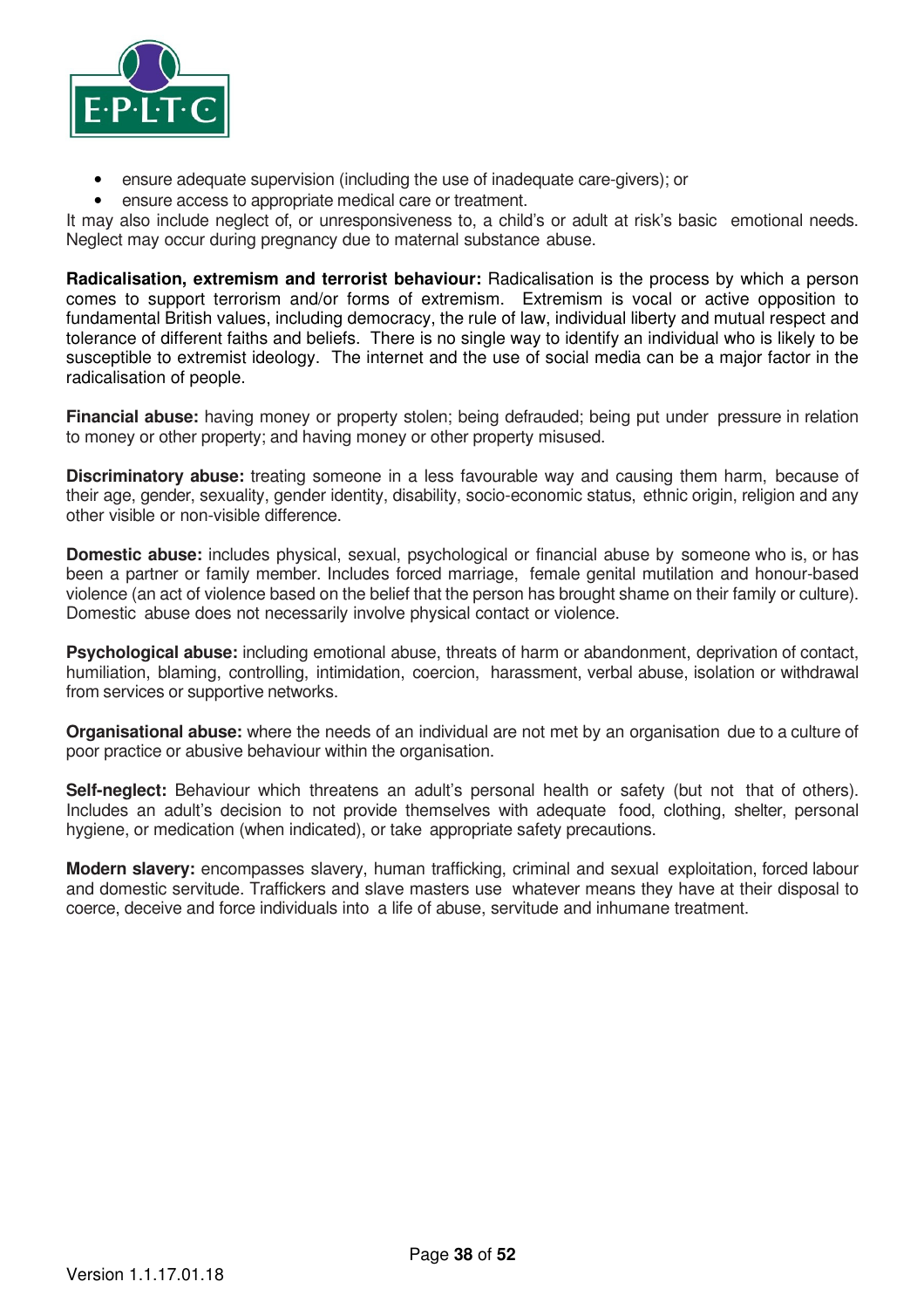- ensure adequate supervision (including the use of inadequate care-givers); or
- ensure access to appropriate medical care or treatment.

It may also include neglect of, or unresponsiveness to, a child's or adult at risk's basic emotional needs. Neglect may occur during pregnancy due to maternal substance abuse.

**Radicalisation, extremism and terrorist behaviour:** Radicalisation is the process by which a person comes to support terrorism and/or forms of extremism. Extremism is vocal or active opposition to fundamental British values, including democracy, the rule of law, individual liberty and mutual respect and tolerance of different faiths and beliefs. There is no single way to identify an individual who is likely to be susceptible to extremist ideology. The internet and the use of social media can be a major factor in the radicalisation of people.

**Financial abuse:** having money or property stolen; being defrauded; being put under pressure in relation to money or other property; and having money or other property misused.

**Discriminatory abuse:** treating someone in a less favourable way and causing them harm, because of their age, gender, sexuality, gender identity, disability, socio-economic status, ethnic origin, religion and any other visible or non-visible difference.

**Domestic abuse:** includes physical, sexual, psychological or financial abuse by someone who is, or has been a partner or family member. Includes forced marriage, female genital mutilation and honour-based violence (an act of violence based on the belief that the person has brought shame on their family or culture). Domestic abuse does not necessarily involve physical contact or violence.

**Psychological abuse:** including emotional abuse, threats of harm or abandonment, deprivation of contact, humiliation, blaming, controlling, intimidation, coercion, harassment, verbal abuse, isolation or withdrawal from services or supportive networks.

**Organisational abuse:** where the needs of an individual are not met by an organisation due to a culture of poor practice or abusive behaviour within the organisation.

**Self-neglect:** Behaviour which threatens an adult's personal health or safety (but not that of others). Includes an adult's decision to not provide themselves with adequate food, clothing, shelter, personal hygiene, or medication (when indicated), or take appropriate safety precautions.

**Modern slavery:** encompasses slavery, human trafficking, criminal and sexual exploitation, forced labour and domestic servitude. Traffickers and slave masters use whatever means they have at their disposal to coerce, deceive and force individuals into a life of abuse, servitude and inhumane treatment.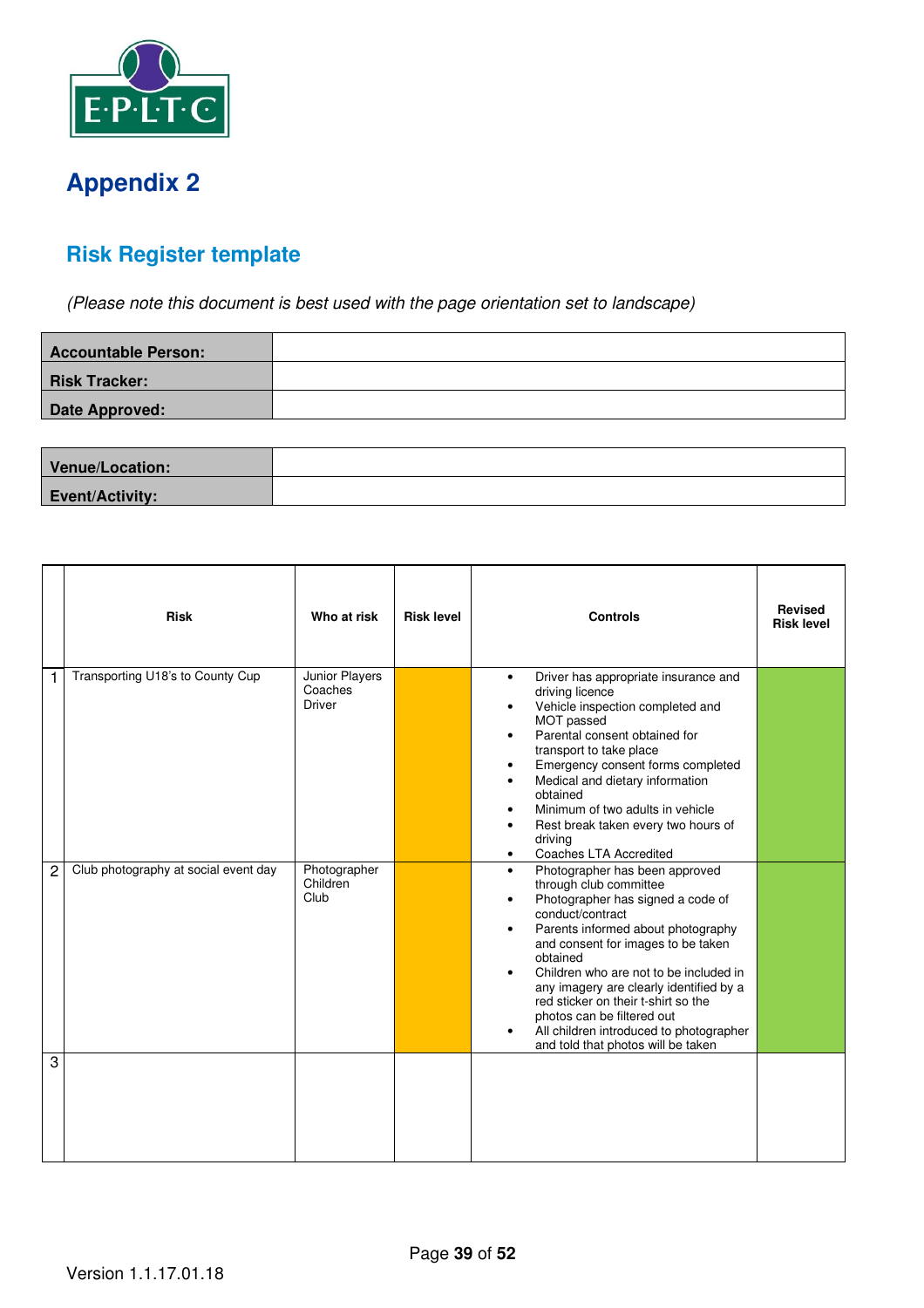# Appendix 2

## Risk Register template

*(Please note this document is best used with the page orientation set to landscape)*

| | |
|---|---|
| **Accountable Person:** | |
| **Risk Tracker:** | |
| **Date Approved:** | |

| | |
|---|---|
| **Venue/Location:** | |
| **Event/Activity:** | |

| | Risk | Who at risk | Risk level | Controls | Revised Risk level |
|---|---|---|---|---|---|
| 1 | Transporting U18's to County Cup | Junior Players<br>Coaches<br>Driver | | • Driver has appropriate insurance and driving licence<br>• Vehicle inspection completed and MOT passed<br>• Parental consent obtained for transport to take place<br>• Emergency consent forms completed<br>• Medical and dietary information obtained<br>• Minimum of two adults in vehicle<br>• Rest break taken every two hours of driving<br>• Coaches LTA Accredited | |
| 2 | Club photography at social event day | Photographer<br>Children<br>Club | | • Photographer has been approved through club committee<br>• Photographer has signed a code of conduct/contract<br>• Parents informed about photography and consent for images to be taken obtained<br>• Children who are not to be included in any imagery are clearly identified by a red sticker on their t-shirt so the photos can be filtered out<br>• All children introduced to photographer and told that photos will be taken | |
| 3 | | | | | |

Version 1.1.17.01.18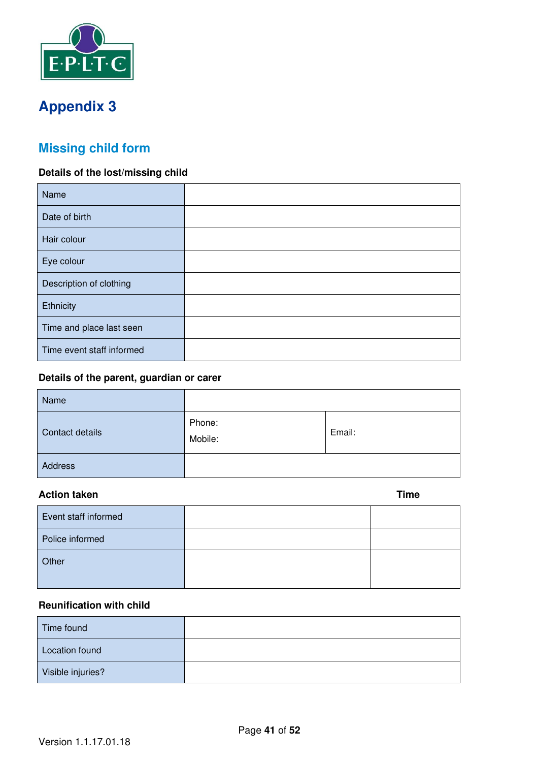# Appendix 3

## Missing child form

**Details of the lost/missing child**

| | |
|---|---|
| Name | |
| Date of birth | |
| Hair colour | |
| Eye colour | |
| Description of clothing | |
| Ethnicity | |
| Time and place last seen | |
| Time event staff informed | |

**Details of the parent, guardian or carer**

| | | |
|---|---|---|
| Name | | |
| Contact details | Phone:<br>Mobile: | Email: |
| Address | | |

**Action taken**

| | | Time |
|---|---|---|
| Event staff informed | | |
| Police informed | | |
| Other | | |

**Reunification with child**

| | |
|---|---|
| Time found | |
| Location found | |
| Visible injuries? | |

Version 1.1.17.01.18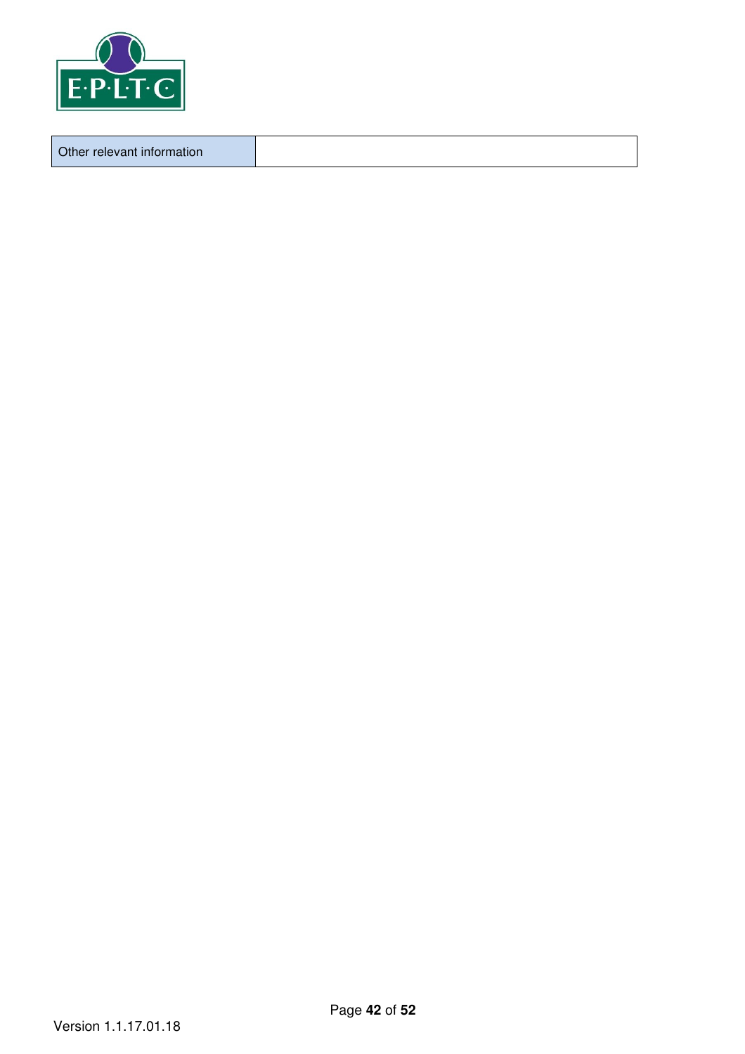| Other relevant information | |
|---|---|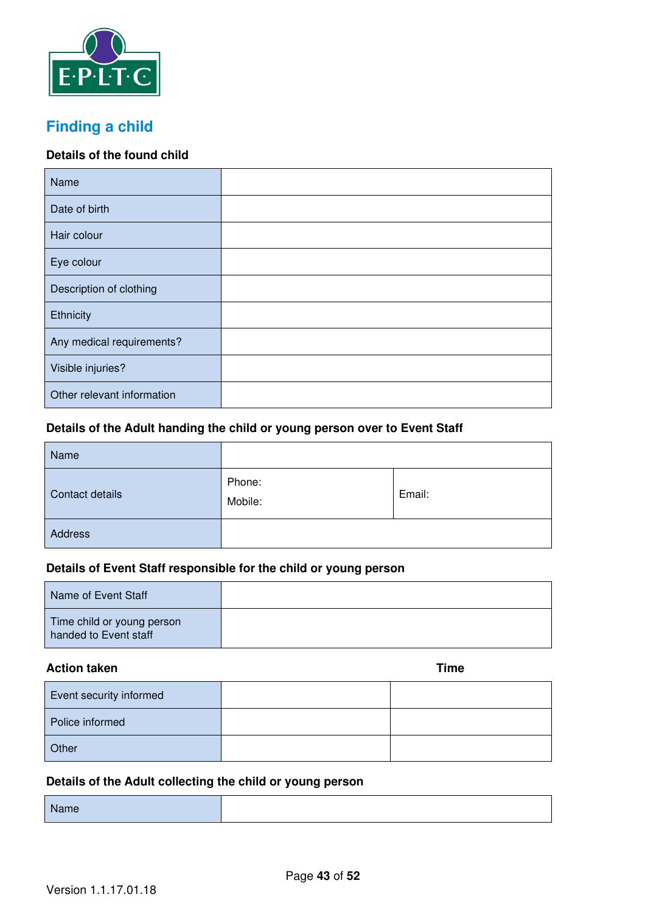## Finding a child

### Details of the found child

| Name | |
|---|---|
| Date of birth | |
| Hair colour | |
| Eye colour | |
| Description of clothing | |
| Ethnicity | |
| Any medical requirements? | |
| Visible injuries? | |
| Other relevant information | |

### Details of the Adult handing the child or young person over to Event Staff

| Name | | |
|---|---|---|
| Contact details | Phone: Mobile: | Email: |
| Address | | |

### Details of Event Staff responsible for the child or young person

| Name of Event Staff | |
|---|---|
| Time child or young person handed to Event staff | |

### Action taken

| Action taken | | Time |
|---|---|---|
| Event security informed | | |
| Police informed | | |
| Other | | |

### Details of the Adult collecting the child or young person

| Name | |
|---|---|

Version 1.1.17.01.18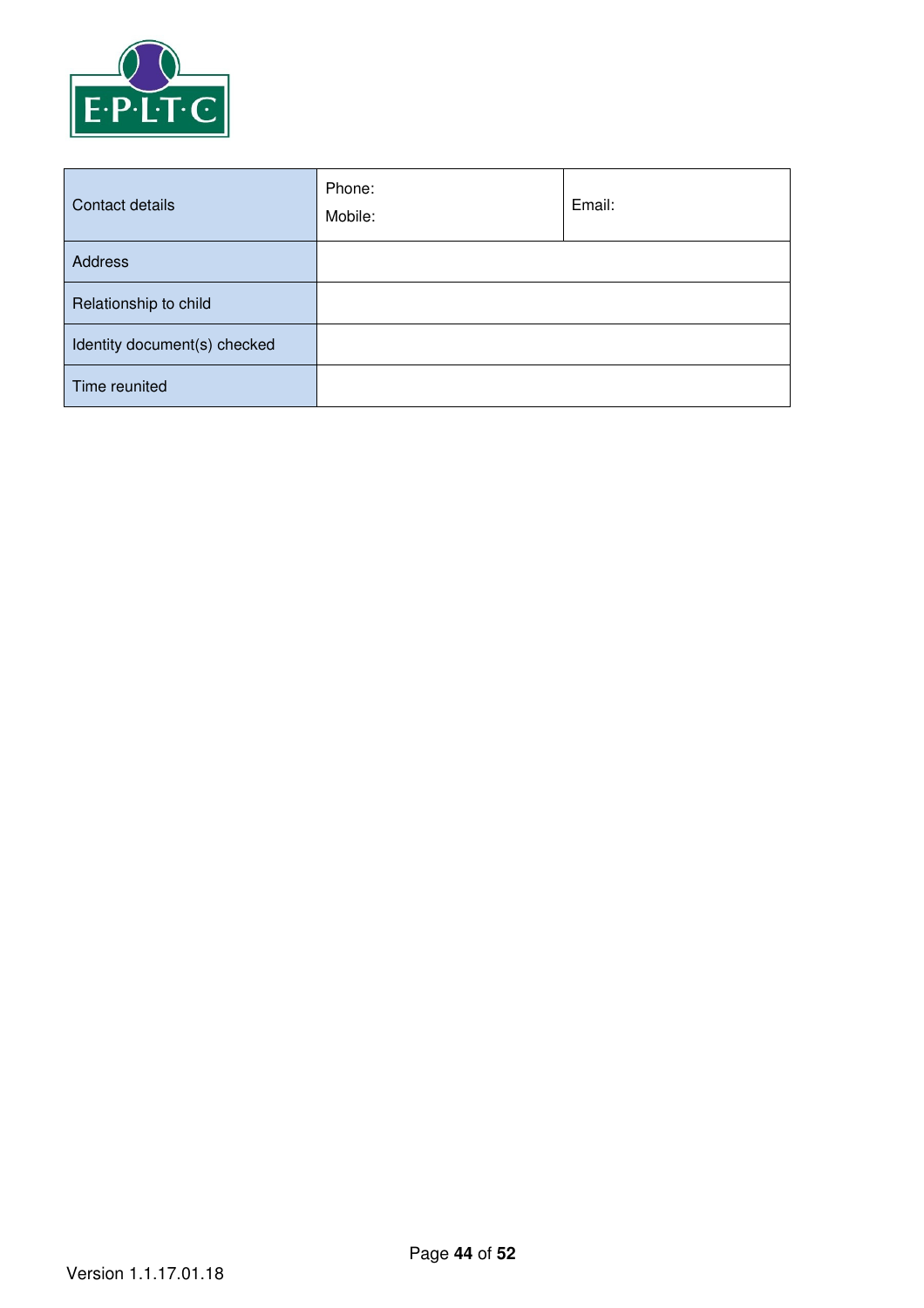| Contact details | Phone:<br>Mobile: | Email: |
| --- | --- | --- |
| Address | | |
| Relationship to child | | |
| Identity document(s) checked | | |
| Time reunited | | |

Version 1.1.17.01.18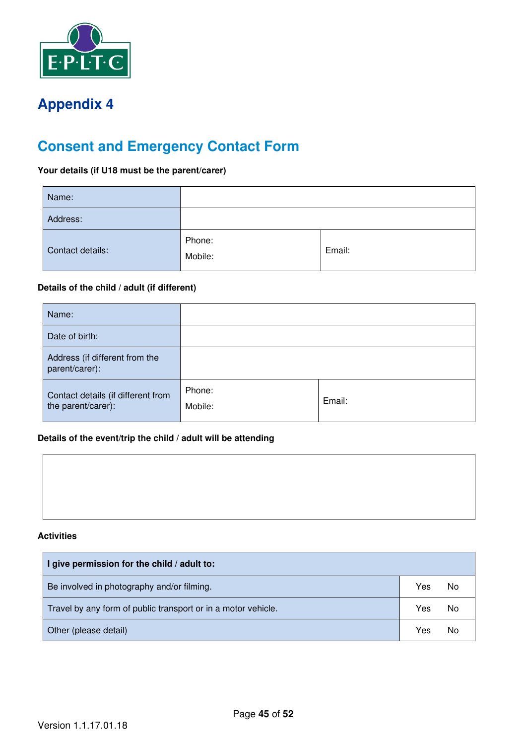## Appendix 4

## Consent and Emergency Contact Form

**Your details (if U18 must be the parent/carer)**

| Name: | | |
|---|---|---|
| Address: | | |
| Contact details: | Phone:<br>Mobile: | Email: |

**Details of the child / adult (if different)**

| Name: | | |
|---|---|---|
| Date of birth: | | |
| Address (if different from the parent/carer): | | |
| Contact details (if different from the parent/carer): | Phone:<br>Mobile: | Email: |

**Details of the event/trip the child / adult will be attending**

| |
|---|
| |

**Activities**

| **I give permission for the child / adult to:** | | |
|---|---|---|
| Be involved in photography and/or filming. | Yes | No |
| Travel by any form of public transport or in a motor vehicle. | Yes | No |
| Other (please detail) | Yes | No |

Version 1.1.17.01.18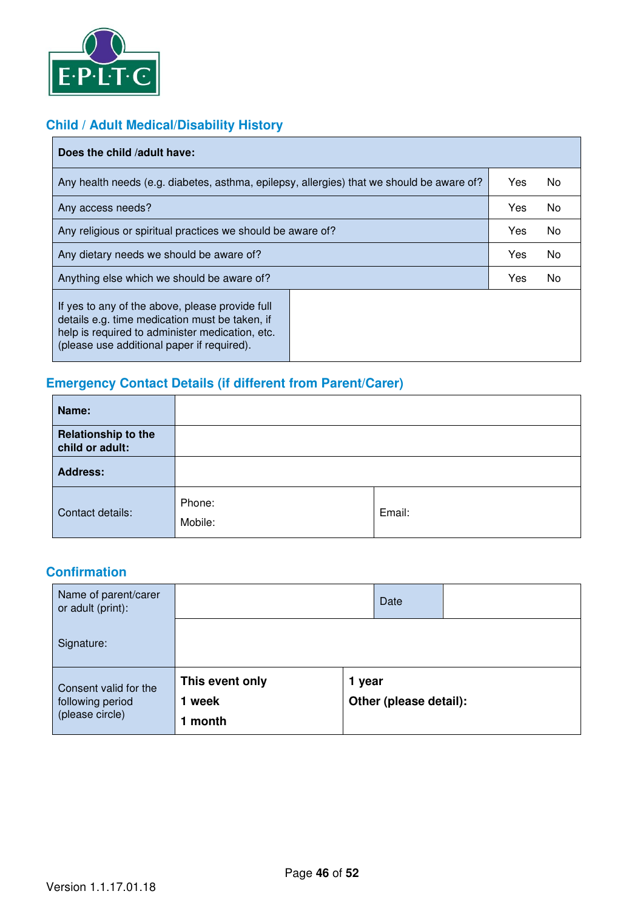E·P·L·T·C

## Child / Adult Medical/Disability History

| Does the child /adult have: | | |
|---|---|---|
| Any health needs (e.g. diabetes, asthma, epilepsy, allergies) that we should be aware of? | Yes | No |
| Any access needs? | Yes | No |
| Any religious or spiritual practices we should be aware of? | Yes | No |
| Any dietary needs we should be aware of? | Yes | No |
| Anything else which we should be aware of? | Yes | No |
| If yes to any of the above, please provide full details e.g. time medication must be taken, if help is required to administer medication, etc. (please use additional paper if required). | | |

## Emergency Contact Details (if different from Parent/Carer)

| | | |
|---|---|---|
| **Name:** | | |
| **Relationship to the child or adult:** | | |
| **Address:** | | |
| Contact details: | Phone:<br>Mobile: | Email: |

## Confirmation

| | | | |
|---|---|---|---|
| Name of parent/carer or adult (print): | | Date | |
| Signature: | | | |
| Consent valid for the following period (please circle) | **This event only**<br>**1 week**<br>**1 month** | **1 year**<br>**Other (please detail):** | |

Version 1.1.17.01.18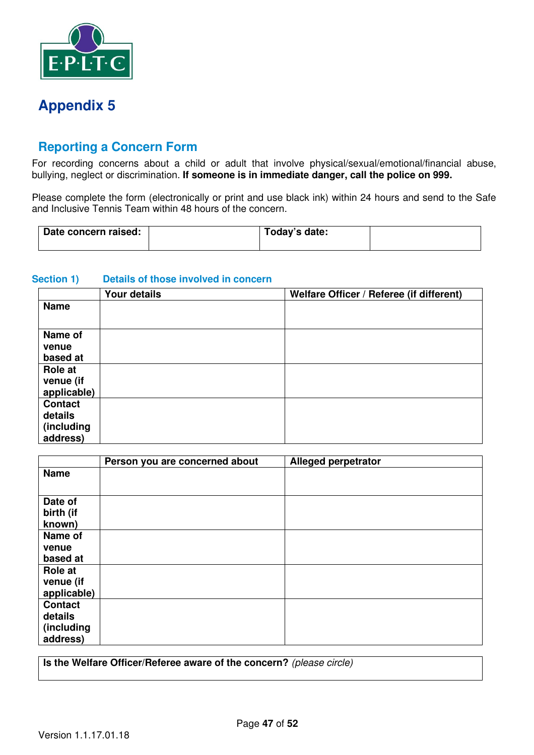# Appendix 5

## Reporting a Concern Form

For recording concerns about a child or adult that involve physical/sexual/emotional/financial abuse, bullying, neglect or discrimination. **If someone is in immediate danger, call the police on 999.**

Please complete the form (electronically or print and use black ink) within 24 hours and send to the Safe and Inclusive Tennis Team within 48 hours of the concern.

| **Date concern raised:** | | **Today's date:** | |
|---|---|---|---|

### Section 1) Details of those involved in concern

| | **Your details** | **Welfare Officer / Referee (if different)** |
|---|---|---|
| **Name** | | |
| **Name of venue based at** | | |
| **Role at venue (if applicable)** | | |
| **Contact details (including address)** | | |

| | **Person you are concerned about** | **Alleged perpetrator** |
|---|---|---|
| **Name** | | |
| **Date of birth (if known)** | | |
| **Name of venue based at** | | |
| **Role at venue (if applicable)** | | |
| **Contact details (including address)** | | |

| **Is the Welfare Officer/Referee aware of the concern?** *(please circle)* |
|---|

Version 1.1.17.01.18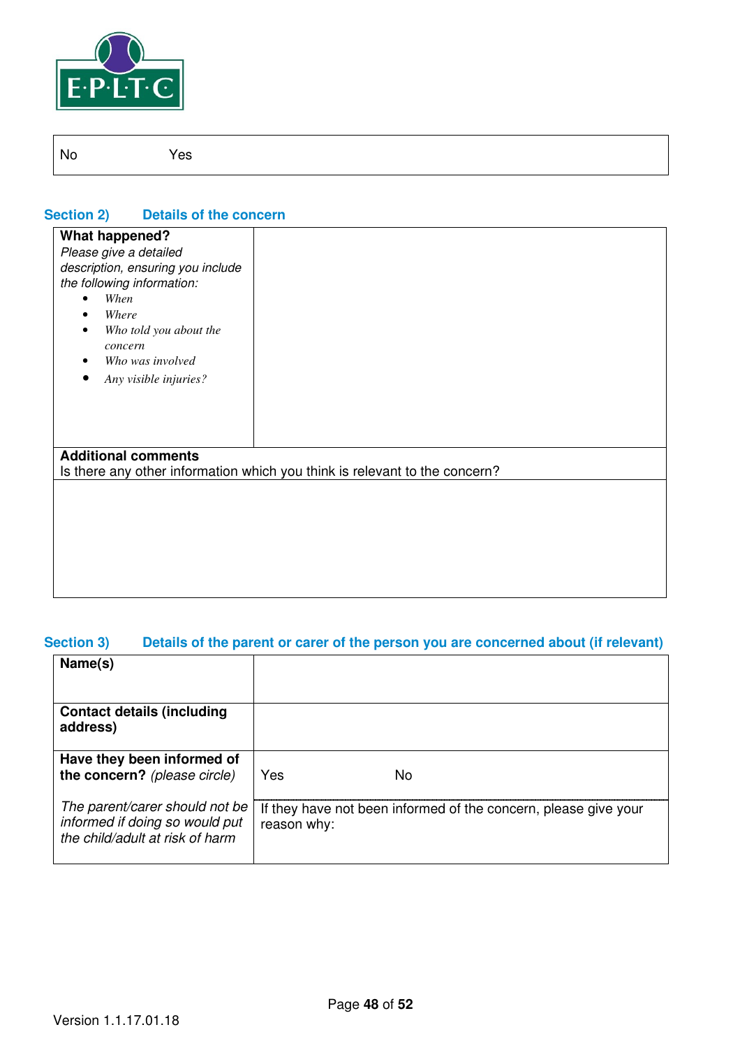| No | Yes |
|---|---|

## Section 2) Details of the concern

| **What happened?** *Please give a detailed description, ensuring you include the following information:* <br>• *When* <br>• *Where* <br>• *Who told you about the concern* <br>• *Who was involved* <br>• *Any visible injuries?* | |
|---|---|

| **Additional comments** Is there any other information which you think is relevant to the concern? |
|---|
| |

## Section 3) Details of the parent or carer of the person you are concerned about (if relevant)

| **Name(s)** | |
|---|---|
| **Contact details (including address)** | |
| **Have they been informed of the concern?** *(please circle)* <br><br> *The parent/carer should not be informed if doing so would put the child/adult at risk of harm* | Yes No <br><br> If they have not been informed of the concern, please give your reason why: |

Version 1.1.17.01.18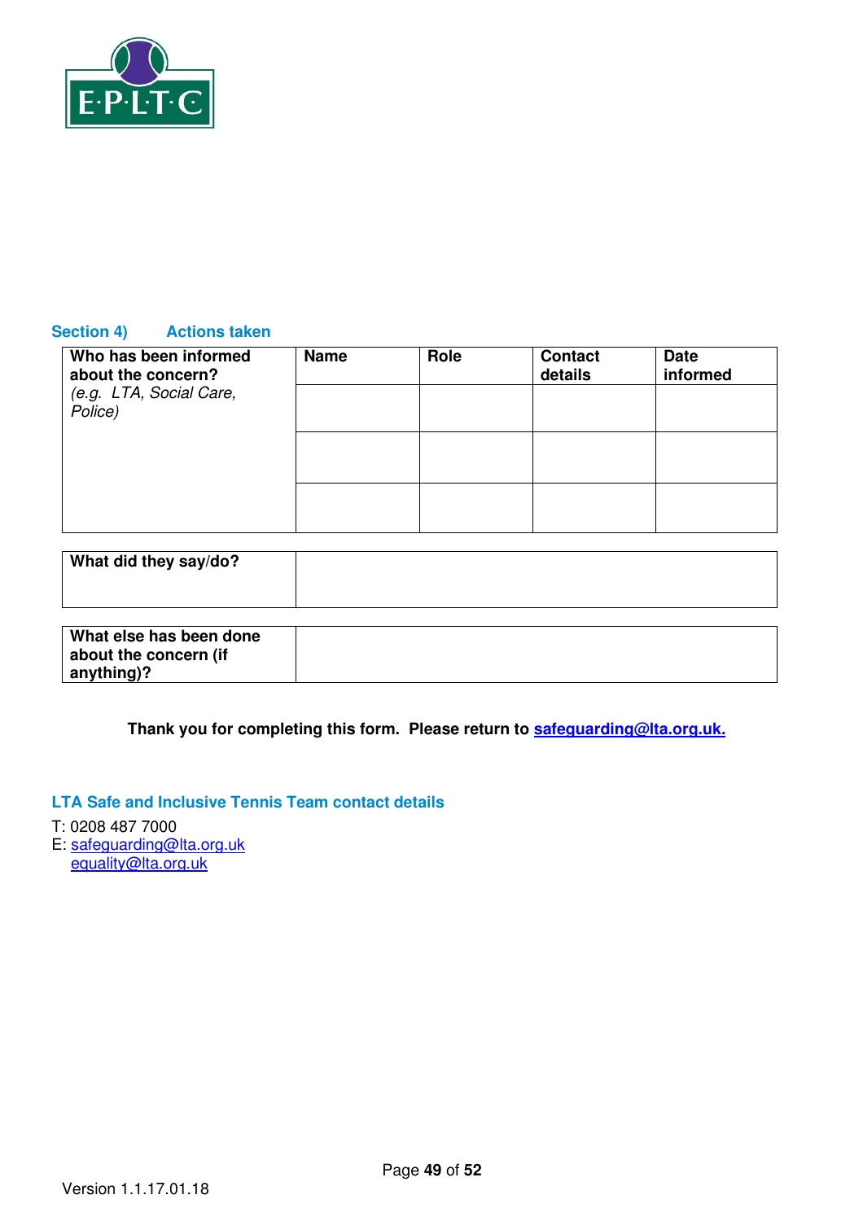## Section 4) Actions taken

| Who has been informed about the concern? *(e.g. LTA, Social Care, Police)* | Name | Role | Contact details | Date informed |
|---|---|---|---|---|
| | | | | |
| | | | | |
| | | | | |

| **What did they say/do?** | |
|---|---|

| **What else has been done about the concern (if anything)?** | |
|---|---|

**Thank you for completing this form. Please return to safeguarding@lta.org.uk.**

### LTA Safe and Inclusive Tennis Team contact details

T: 0208 487 7000
E: safeguarding@lta.org.uk
equality@lta.org.uk

Version 1.1.17.01.18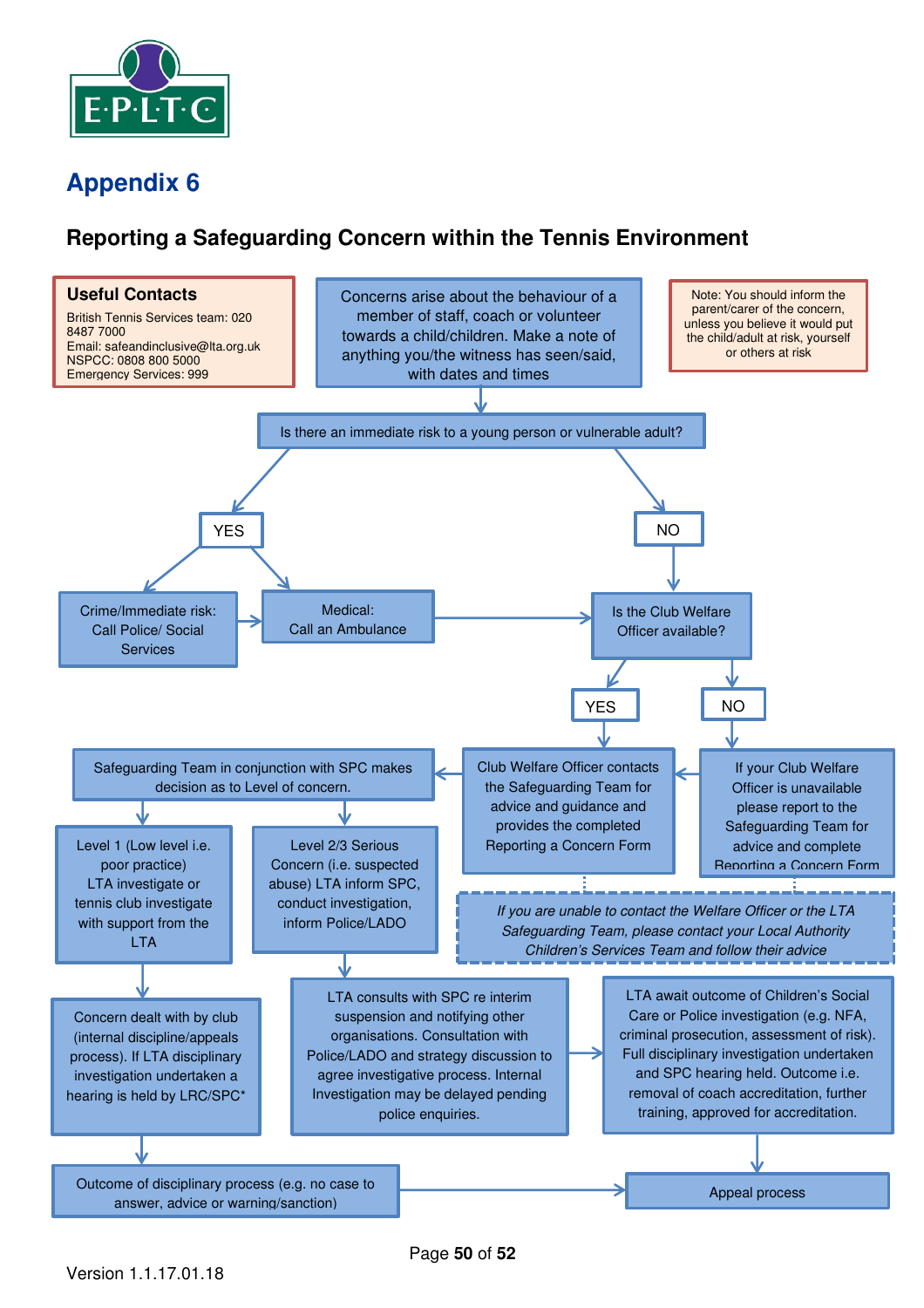## Appendix 6

### Reporting a Safeguarding Concern within the Tennis Environment

**Useful Contacts**

British Tennis Services team: 020 8487 7000
Email: safeandinclusive@lta.org.uk
NSPCC: 0808 800 5000
Emergency Services: 999

Concerns arise about the behaviour of a member of staff, coach or volunteer towards a child/children. Make a note of anything you/the witness has seen/said, with dates and times

Note: You should inform the parent/carer of the concern, unless you believe it would put the child/adult at risk, yourself or others at risk

Is there an immediate risk to a young person or vulnerable adult?

YES

Crime/Immediate risk: Call Police/ Social Services

Medical: Call an Ambulance

NO

Is the Club Welfare Officer available?

YES

Club Welfare Officer contacts the Safeguarding Team for advice and guidance and provides the completed Reporting a Concern Form

NO

If your Club Welfare Officer is unavailable please report to the Safeguarding Team for advice and complete Reporting a Concern Form

*If you are unable to contact the Welfare Officer or the LTA Safeguarding Team, please contact your Local Authority Children's Services Team and follow their advice*

Safeguarding Team in conjunction with SPC makes decision as to Level of concern.

Level 1 (Low level i.e. poor practice) LTA investigate or tennis club investigate with support from the LTA

Concern dealt with by club (internal discipline/appeals process). If LTA disciplinary investigation undertaken a hearing is held by LRC/SPC*

Outcome of disciplinary process (e.g. no case to answer, advice or warning/sanction)

Level 2/3 Serious Concern (i.e. suspected abuse) LTA inform SPC, conduct investigation, inform Police/LADO

LTA consults with SPC re interim suspension and notifying other organisations. Consultation with Police/LADO and strategy discussion to agree investigative process. Internal Investigation may be delayed pending police enquiries.

LTA await outcome of Children's Social Care or Police investigation (e.g. NFA, criminal prosecution, assessment of risk). Full disciplinary investigation undertaken and SPC hearing held. Outcome i.e. removal of coach accreditation, further training, approved for accreditation.

Appeal process

Version 1.1.17.01.18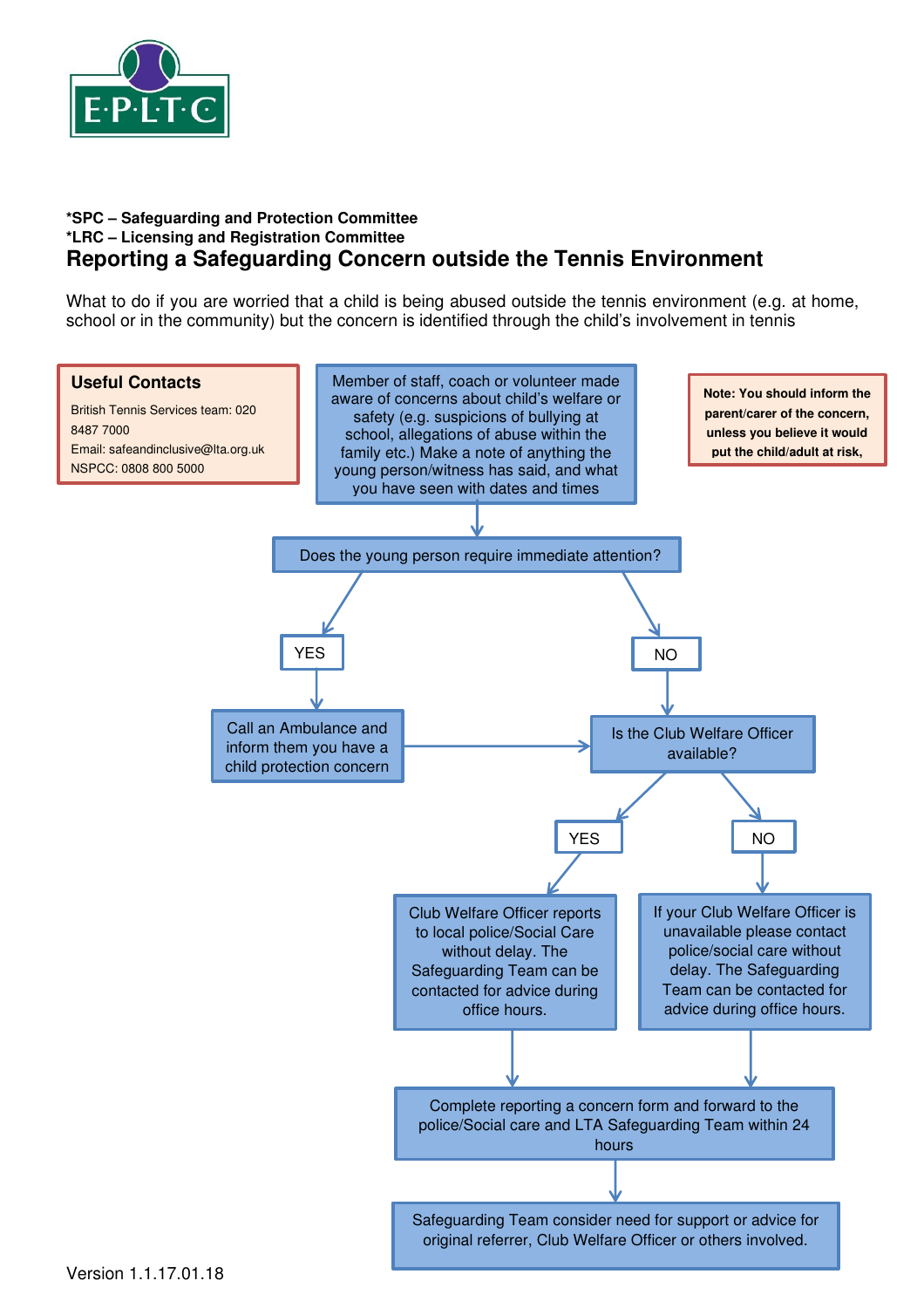E·P·L·T·C

**\*SPC – Safeguarding and Protection Committee**
**\*LRC – Licensing and Registration Committee**

# Reporting a Safeguarding Concern outside the Tennis Environment

What to do if you are worried that a child is being abused outside the tennis environment (e.g. at home, school or in the community) but the concern is identified through the child's involvement in tennis

**Useful Contacts**

British Tennis Services team: 020 8487 7000
Email: safeandinclusive@lta.org.uk
NSPCC: 0808 800 5000

**Note: You should inform the parent/carer of the concern, unless you believe it would put the child/adult at risk,**

Member of staff, coach or volunteer made aware of concerns about child's welfare or safety (e.g. suspicions of bullying at school, allegations of abuse within the family etc.) Make a note of anything the young person/witness has said, and what you have seen with dates and times

↓

Does the young person require immediate attention?

- **YES** → Call an Ambulance and inform them you have a child protection concern → Is the Club Welfare Officer available?
- **NO** → Is the Club Welfare Officer available?

Is the Club Welfare Officer available?

- **YES** → Club Welfare Officer reports to local police/Social Care without delay. The Safeguarding Team can be contacted for advice during office hours.
- **NO** → If your Club Welfare Officer is unavailable please contact police/social care without delay. The Safeguarding Team can be contacted for advice during office hours.

↓

Complete reporting a concern form and forward to the police/Social care and LTA Safeguarding Team within 24 hours

↓

Safeguarding Team consider need for support or advice for original referrer, Club Welfare Officer or others involved.

Version 1.1.17.01.18